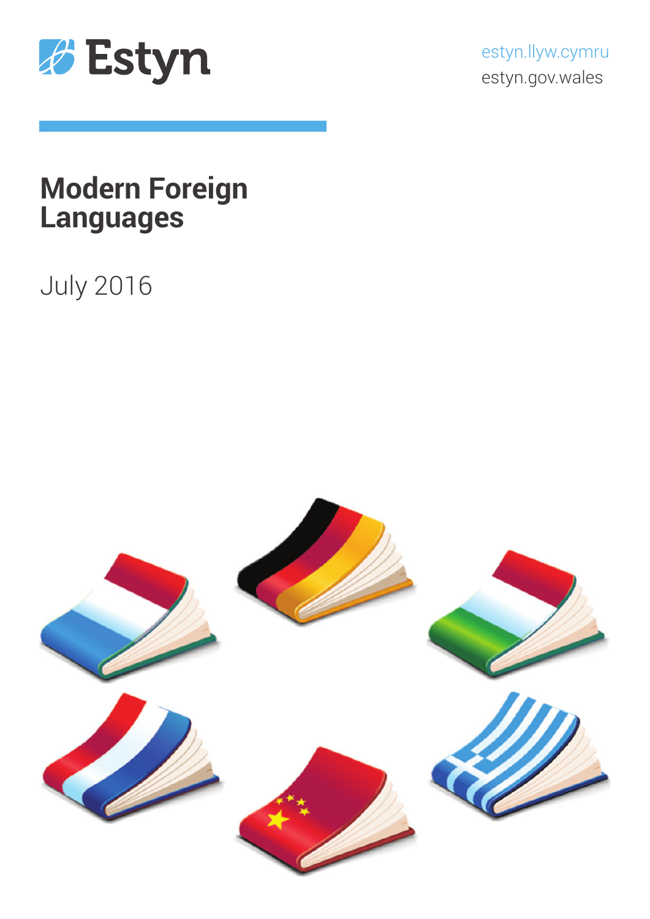Estyn

estyn.llyw.cymru
estyn.gov.wales

# Modern Foreign Languages

July 2016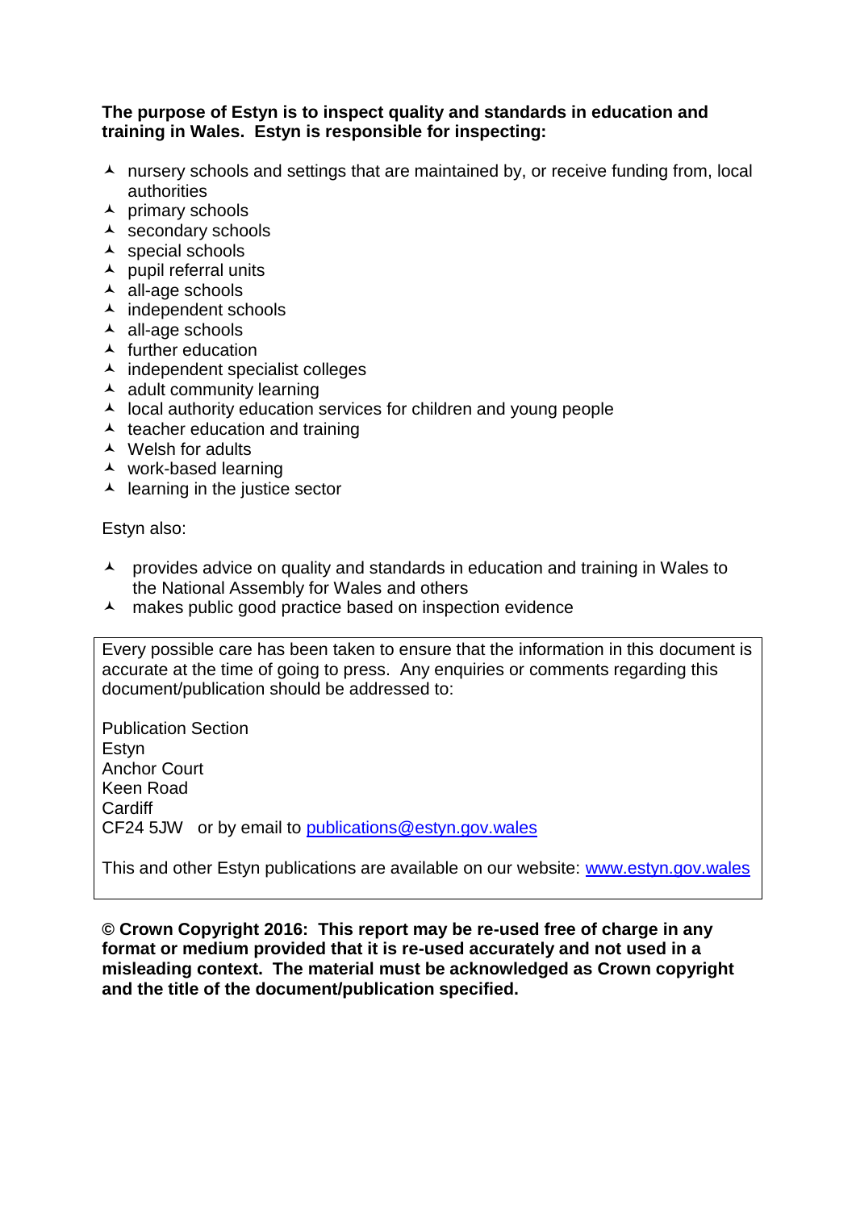**The purpose of Estyn is to inspect quality and standards in education and training in Wales. Estyn is responsible for inspecting:**

- nursery schools and settings that are maintained by, or receive funding from, local authorities
- primary schools
- secondary schools
- special schools
- pupil referral units
- all-age schools
- independent schools
- all-age schools
- further education
- independent specialist colleges
- adult community learning
- local authority education services for children and young people
- teacher education and training
- Welsh for adults
- work-based learning
- learning in the justice sector

Estyn also:

- provides advice on quality and standards in education and training in Wales to the National Assembly for Wales and others
- makes public good practice based on inspection evidence

Every possible care has been taken to ensure that the information in this document is accurate at the time of going to press. Any enquiries or comments regarding this document/publication should be addressed to:

Publication Section
Estyn
Anchor Court
Keen Road
Cardiff
CF24 5JW or by email to publications@estyn.gov.wales

This and other Estyn publications are available on our website: www.estyn.gov.wales

**© Crown Copyright 2016: This report may be re-used free of charge in any format or medium provided that it is re-used accurately and not used in a misleading context. The material must be acknowledged as Crown copyright and the title of the document/publication specified.**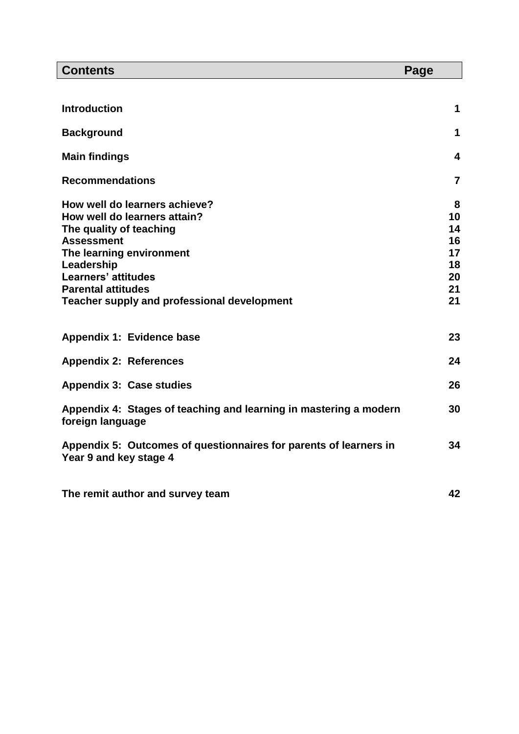| **Contents** | **Page** |
|---|---|
| **Introduction** | **1** |
| **Background** | **1** |
| **Main findings** | **4** |
| **Recommendations** | **7** |
| **How well do learners achieve?** | **8** |
| **How well do learners attain?** | **10** |
| **The quality of teaching** | **14** |
| **Assessment** | **16** |
| **The learning environment** | **17** |
| **Leadership** | **18** |
| **Learners' attitudes** | **20** |
| **Parental attitudes** | **21** |
| **Teacher supply and professional development** | **21** |
| **Appendix 1: Evidence base** | **23** |
| **Appendix 2: References** | **24** |
| **Appendix 3: Case studies** | **26** |
| **Appendix 4: Stages of teaching and learning in mastering a modern foreign language** | **30** |
| **Appendix 5: Outcomes of questionnaires for parents of learners in Year 9 and key stage 4** | **34** |
| **The remit author and survey team** | **42** |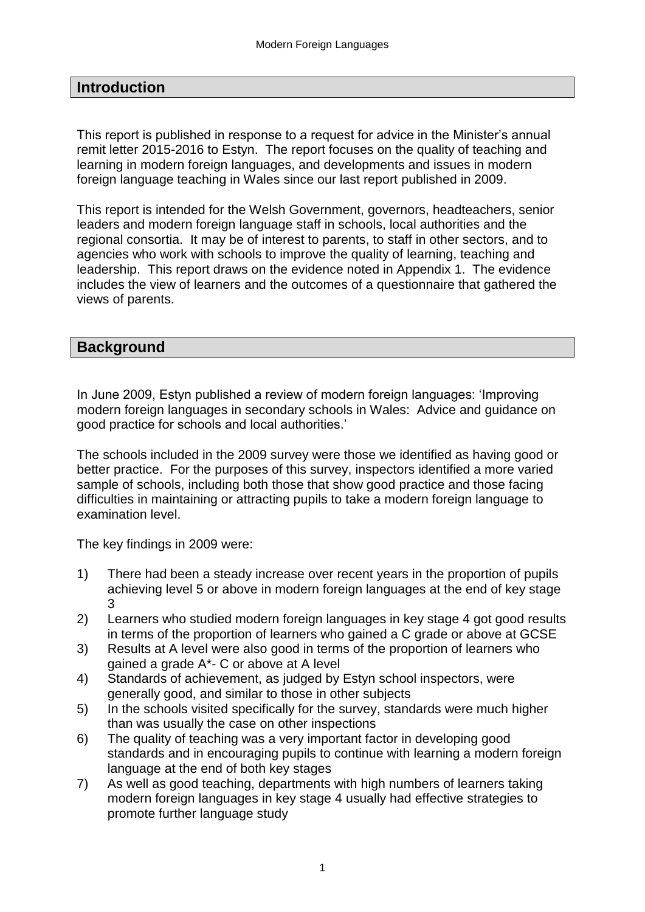## Introduction

This report is published in response to a request for advice in the Minister's annual remit letter 2015-2016 to Estyn. The report focuses on the quality of teaching and learning in modern foreign languages, and developments and issues in modern foreign language teaching in Wales since our last report published in 2009.

This report is intended for the Welsh Government, governors, headteachers, senior leaders and modern foreign language staff in schools, local authorities and the regional consortia. It may be of interest to parents, to staff in other sectors, and to agencies who work with schools to improve the quality of learning, teaching and leadership. This report draws on the evidence noted in Appendix 1. The evidence includes the view of learners and the outcomes of a questionnaire that gathered the views of parents.

## Background

In June 2009, Estyn published a review of modern foreign languages: 'Improving modern foreign languages in secondary schools in Wales: Advice and guidance on good practice for schools and local authorities.'

The schools included in the 2009 survey were those we identified as having good or better practice. For the purposes of this survey, inspectors identified a more varied sample of schools, including both those that show good practice and those facing difficulties in maintaining or attracting pupils to take a modern foreign language to examination level.

The key findings in 2009 were:

1) There had been a steady increase over recent years in the proportion of pupils achieving level 5 or above in modern foreign languages at the end of key stage 3
2) Learners who studied modern foreign languages in key stage 4 got good results in terms of the proportion of learners who gained a C grade or above at GCSE
3) Results at A level were also good in terms of the proportion of learners who gained a grade A*- C or above at A level
4) Standards of achievement, as judged by Estyn school inspectors, were generally good, and similar to those in other subjects
5) In the schools visited specifically for the survey, standards were much higher than was usually the case on other inspections
6) The quality of teaching was a very important factor in developing good standards and in encouraging pupils to continue with learning a modern foreign language at the end of both key stages
7) As well as good teaching, departments with high numbers of learners taking modern foreign languages in key stage 4 usually had effective strategies to promote further language study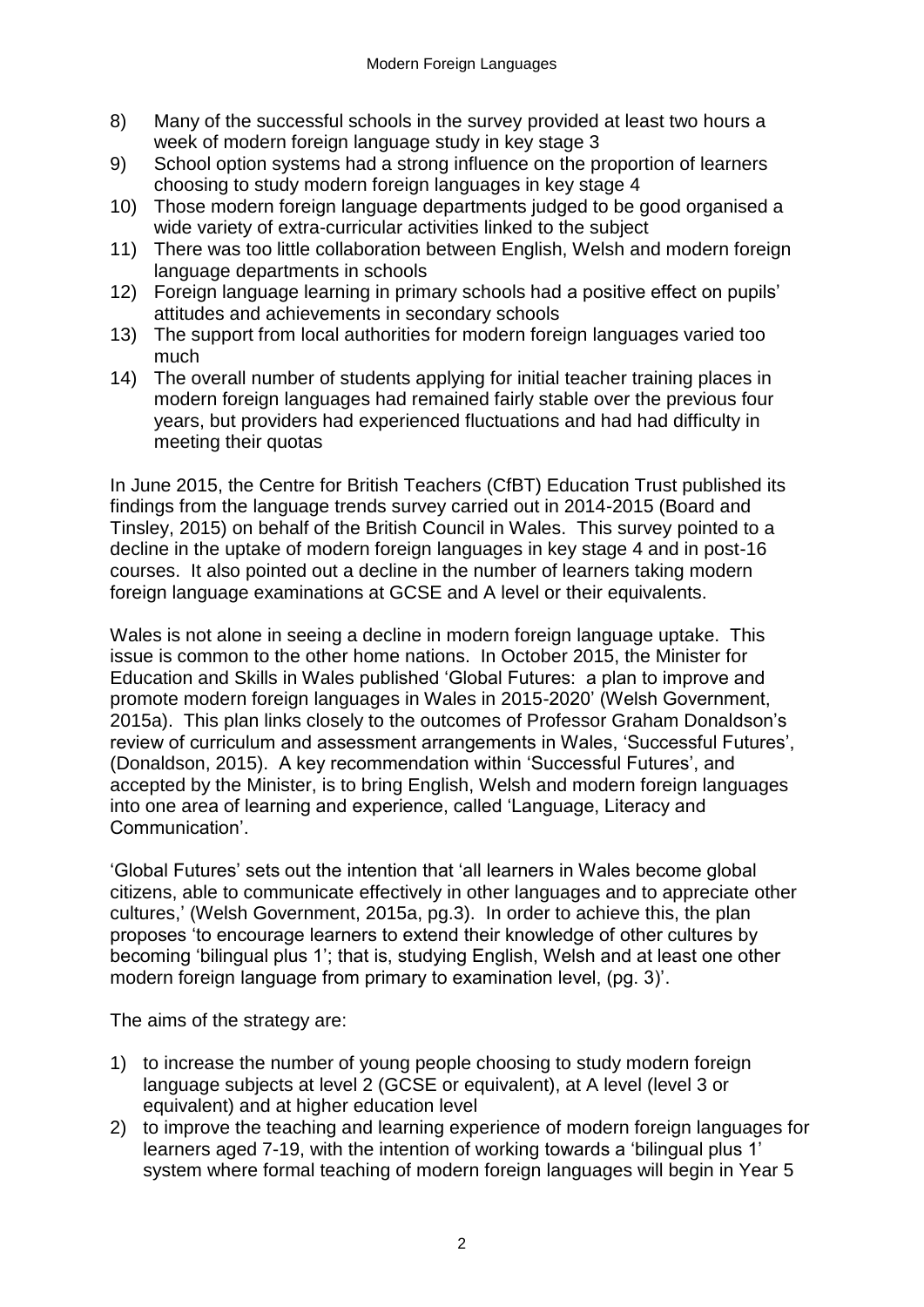8) Many of the successful schools in the survey provided at least two hours a week of modern foreign language study in key stage 3
9) School option systems had a strong influence on the proportion of learners choosing to study modern foreign languages in key stage 4
10) Those modern foreign language departments judged to be good organised a wide variety of extra-curricular activities linked to the subject
11) There was too little collaboration between English, Welsh and modern foreign language departments in schools
12) Foreign language learning in primary schools had a positive effect on pupils' attitudes and achievements in secondary schools
13) The support from local authorities for modern foreign languages varied too much
14) The overall number of students applying for initial teacher training places in modern foreign languages had remained fairly stable over the previous four years, but providers had experienced fluctuations and had had difficulty in meeting their quotas

In June 2015, the Centre for British Teachers (CfBT) Education Trust published its findings from the language trends survey carried out in 2014-2015 (Board and Tinsley, 2015) on behalf of the British Council in Wales. This survey pointed to a decline in the uptake of modern foreign languages in key stage 4 and in post-16 courses. It also pointed out a decline in the number of learners taking modern foreign language examinations at GCSE and A level or their equivalents.

Wales is not alone in seeing a decline in modern foreign language uptake. This issue is common to the other home nations. In October 2015, the Minister for Education and Skills in Wales published 'Global Futures: a plan to improve and promote modern foreign languages in Wales in 2015-2020' (Welsh Government, 2015a). This plan links closely to the outcomes of Professor Graham Donaldson's review of curriculum and assessment arrangements in Wales, 'Successful Futures', (Donaldson, 2015). A key recommendation within 'Successful Futures', and accepted by the Minister, is to bring English, Welsh and modern foreign languages into one area of learning and experience, called 'Language, Literacy and Communication'.

'Global Futures' sets out the intention that 'all learners in Wales become global citizens, able to communicate effectively in other languages and to appreciate other cultures,' (Welsh Government, 2015a, pg.3). In order to achieve this, the plan proposes 'to encourage learners to extend their knowledge of other cultures by becoming 'bilingual plus 1'; that is, studying English, Welsh and at least one other modern foreign language from primary to examination level, (pg. 3)'.

The aims of the strategy are:

1) to increase the number of young people choosing to study modern foreign language subjects at level 2 (GCSE or equivalent), at A level (level 3 or equivalent) and at higher education level
2) to improve the teaching and learning experience of modern foreign languages for learners aged 7-19, with the intention of working towards a 'bilingual plus 1' system where formal teaching of modern foreign languages will begin in Year 5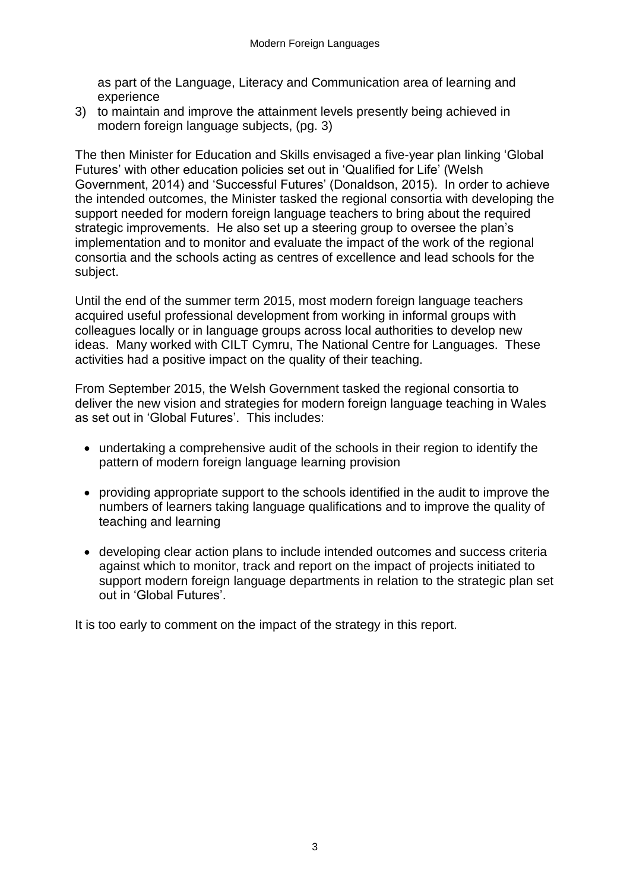as part of the Language, Literacy and Communication area of learning and experience

3) to maintain and improve the attainment levels presently being achieved in modern foreign language subjects, (pg. 3)

The then Minister for Education and Skills envisaged a five-year plan linking 'Global Futures' with other education policies set out in 'Qualified for Life' (Welsh Government, 2014) and 'Successful Futures' (Donaldson, 2015). In order to achieve the intended outcomes, the Minister tasked the regional consortia with developing the support needed for modern foreign language teachers to bring about the required strategic improvements. He also set up a steering group to oversee the plan's implementation and to monitor and evaluate the impact of the work of the regional consortia and the schools acting as centres of excellence and lead schools for the subject.

Until the end of the summer term 2015, most modern foreign language teachers acquired useful professional development from working in informal groups with colleagues locally or in language groups across local authorities to develop new ideas. Many worked with CILT Cymru, The National Centre for Languages. These activities had a positive impact on the quality of their teaching.

From September 2015, the Welsh Government tasked the regional consortia to deliver the new vision and strategies for modern foreign language teaching in Wales as set out in 'Global Futures'. This includes:

- undertaking a comprehensive audit of the schools in their region to identify the pattern of modern foreign language learning provision
- providing appropriate support to the schools identified in the audit to improve the numbers of learners taking language qualifications and to improve the quality of teaching and learning
- developing clear action plans to include intended outcomes and success criteria against which to monitor, track and report on the impact of projects initiated to support modern foreign language departments in relation to the strategic plan set out in 'Global Futures'.

It is too early to comment on the impact of the strategy in this report.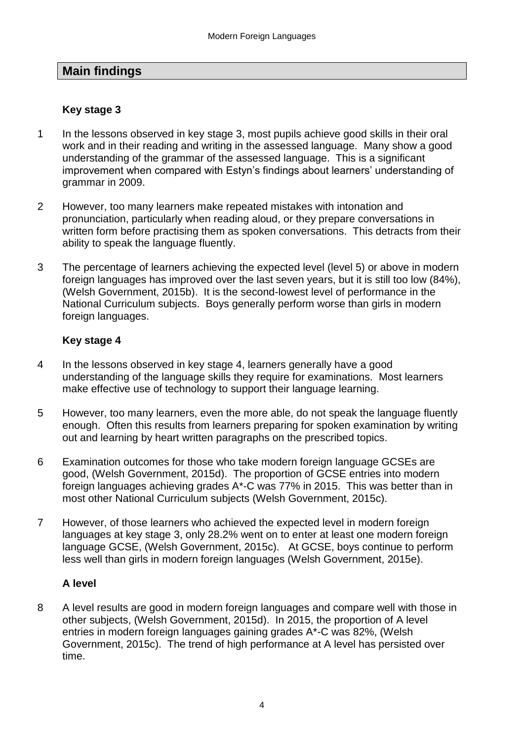## Main findings

### Key stage 3

1. In the lessons observed in key stage 3, most pupils achieve good skills in their oral work and in their reading and writing in the assessed language. Many show a good understanding of the grammar of the assessed language. This is a significant improvement when compared with Estyn's findings about learners' understanding of grammar in 2009.

2. However, too many learners make repeated mistakes with intonation and pronunciation, particularly when reading aloud, or they prepare conversations in written form before practising them as spoken conversations. This detracts from their ability to speak the language fluently.

3. The percentage of learners achieving the expected level (level 5) or above in modern foreign languages has improved over the last seven years, but it is still too low (84%), (Welsh Government, 2015b). It is the second-lowest level of performance in the National Curriculum subjects. Boys generally perform worse than girls in modern foreign languages.

### Key stage 4

4. In the lessons observed in key stage 4, learners generally have a good understanding of the language skills they require for examinations. Most learners make effective use of technology to support their language learning.

5. However, too many learners, even the more able, do not speak the language fluently enough. Often this results from learners preparing for spoken examination by writing out and learning by heart written paragraphs on the prescribed topics.

6. Examination outcomes for those who take modern foreign language GCSEs are good, (Welsh Government, 2015d). The proportion of GCSE entries into modern foreign languages achieving grades A*-C was 77% in 2015. This was better than in most other National Curriculum subjects (Welsh Government, 2015c).

7. However, of those learners who achieved the expected level in modern foreign languages at key stage 3, only 28.2% went on to enter at least one modern foreign language GCSE, (Welsh Government, 2015c). At GCSE, boys continue to perform less well than girls in modern foreign languages (Welsh Government, 2015e).

### A level

8. A level results are good in modern foreign languages and compare well with those in other subjects, (Welsh Government, 2015d). In 2015, the proportion of A level entries in modern foreign languages gaining grades A*-C was 82%, (Welsh Government, 2015c). The trend of high performance at A level has persisted over time.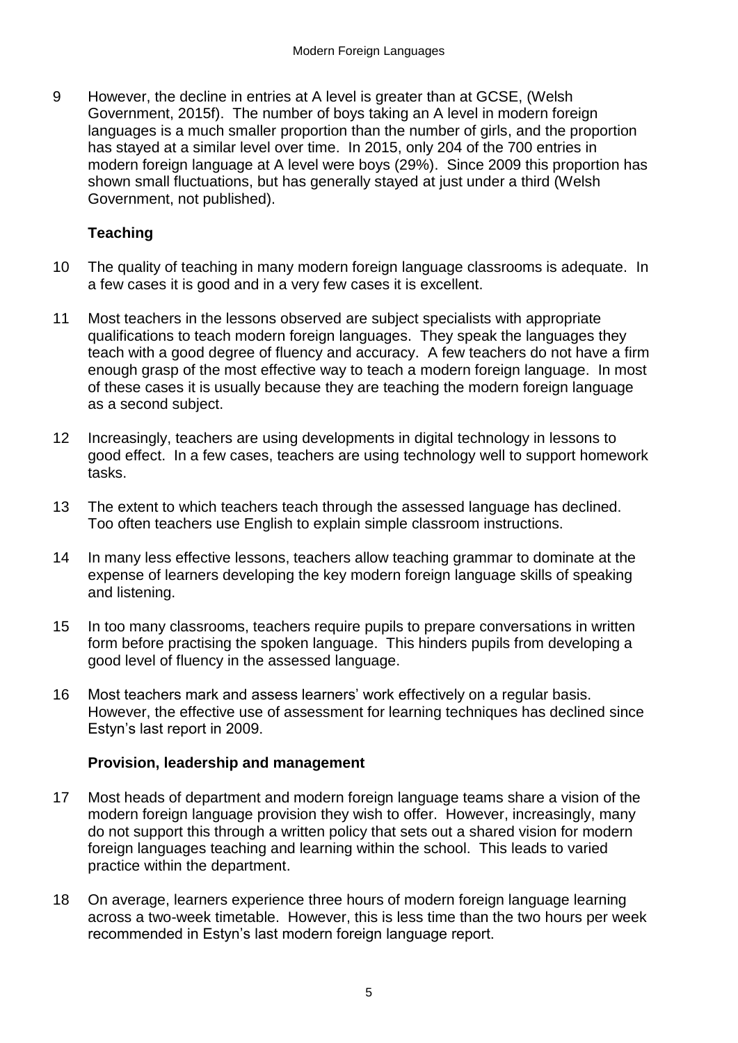9 However, the decline in entries at A level is greater than at GCSE, (Welsh Government, 2015f). The number of boys taking an A level in modern foreign languages is a much smaller proportion than the number of girls, and the proportion has stayed at a similar level over time. In 2015, only 204 of the 700 entries in modern foreign language at A level were boys (29%). Since 2009 this proportion has shown small fluctuations, but has generally stayed at just under a third (Welsh Government, not published).

### Teaching

10 The quality of teaching in many modern foreign language classrooms is adequate. In a few cases it is good and in a very few cases it is excellent.

11 Most teachers in the lessons observed are subject specialists with appropriate qualifications to teach modern foreign languages. They speak the languages they teach with a good degree of fluency and accuracy. A few teachers do not have a firm enough grasp of the most effective way to teach a modern foreign language. In most of these cases it is usually because they are teaching the modern foreign language as a second subject.

12 Increasingly, teachers are using developments in digital technology in lessons to good effect. In a few cases, teachers are using technology well to support homework tasks.

13 The extent to which teachers teach through the assessed language has declined. Too often teachers use English to explain simple classroom instructions.

14 In many less effective lessons, teachers allow teaching grammar to dominate at the expense of learners developing the key modern foreign language skills of speaking and listening.

15 In too many classrooms, teachers require pupils to prepare conversations in written form before practising the spoken language. This hinders pupils from developing a good level of fluency in the assessed language.

16 Most teachers mark and assess learners' work effectively on a regular basis. However, the effective use of assessment for learning techniques has declined since Estyn's last report in 2009.

### Provision, leadership and management

17 Most heads of department and modern foreign language teams share a vision of the modern foreign language provision they wish to offer. However, increasingly, many do not support this through a written policy that sets out a shared vision for modern foreign languages teaching and learning within the school. This leads to varied practice within the department.

18 On average, learners experience three hours of modern foreign language learning across a two-week timetable. However, this is less time than the two hours per week recommended in Estyn's last modern foreign language report.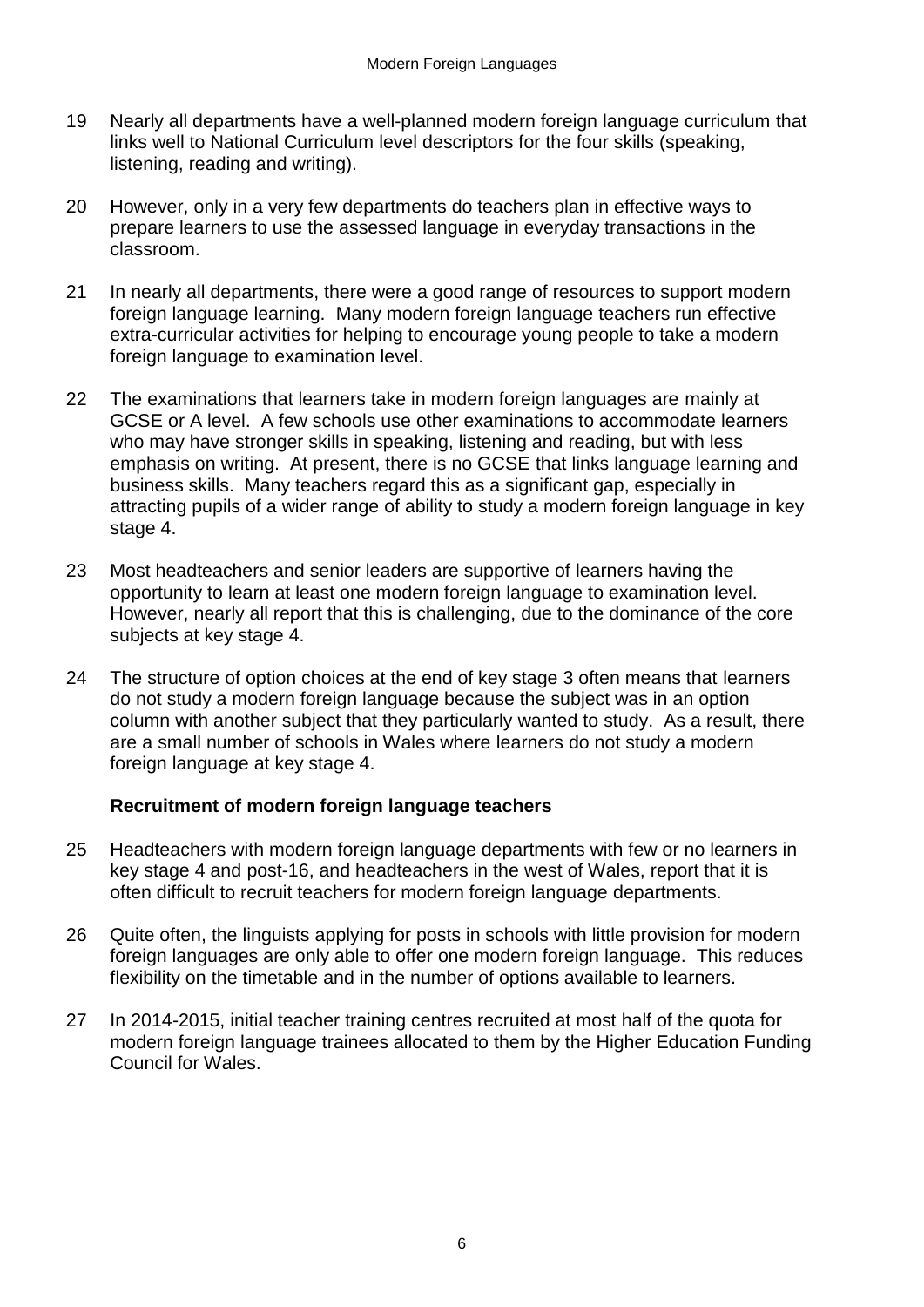19 Nearly all departments have a well-planned modern foreign language curriculum that links well to National Curriculum level descriptors for the four skills (speaking, listening, reading and writing).

20 However, only in a very few departments do teachers plan in effective ways to prepare learners to use the assessed language in everyday transactions in the classroom.

21 In nearly all departments, there were a good range of resources to support modern foreign language learning. Many modern foreign language teachers run effective extra-curricular activities for helping to encourage young people to take a modern foreign language to examination level.

22 The examinations that learners take in modern foreign languages are mainly at GCSE or A level. A few schools use other examinations to accommodate learners who may have stronger skills in speaking, listening and reading, but with less emphasis on writing. At present, there is no GCSE that links language learning and business skills. Many teachers regard this as a significant gap, especially in attracting pupils of a wider range of ability to study a modern foreign language in key stage 4.

23 Most headteachers and senior leaders are supportive of learners having the opportunity to learn at least one modern foreign language to examination level. However, nearly all report that this is challenging, due to the dominance of the core subjects at key stage 4.

24 The structure of option choices at the end of key stage 3 often means that learners do not study a modern foreign language because the subject was in an option column with another subject that they particularly wanted to study. As a result, there are a small number of schools in Wales where learners do not study a modern foreign language at key stage 4.

### Recruitment of modern foreign language teachers

25 Headteachers with modern foreign language departments with few or no learners in key stage 4 and post-16, and headteachers in the west of Wales, report that it is often difficult to recruit teachers for modern foreign language departments.

26 Quite often, the linguists applying for posts in schools with little provision for modern foreign languages are only able to offer one modern foreign language. This reduces flexibility on the timetable and in the number of options available to learners.

27 In 2014-2015, initial teacher training centres recruited at most half of the quota for modern foreign language trainees allocated to them by the Higher Education Funding Council for Wales.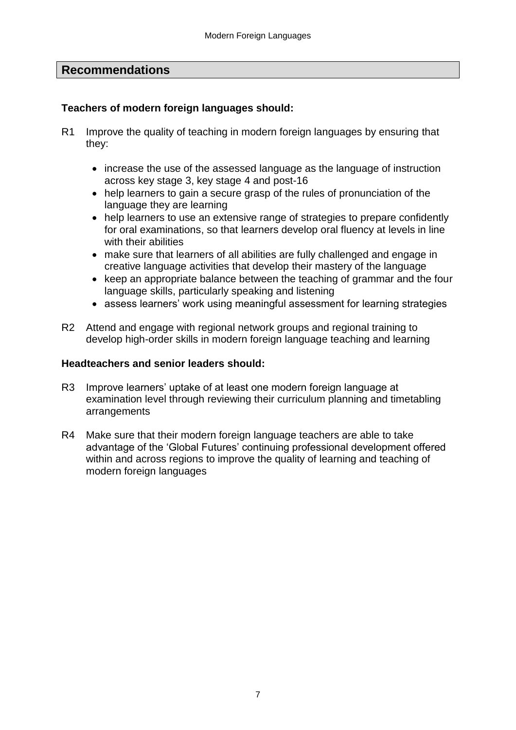## Recommendations

**Teachers of modern foreign languages should:**

R1 Improve the quality of teaching in modern foreign languages by ensuring that they:

- increase the use of the assessed language as the language of instruction across key stage 3, key stage 4 and post-16
- help learners to gain a secure grasp of the rules of pronunciation of the language they are learning
- help learners to use an extensive range of strategies to prepare confidently for oral examinations, so that learners develop oral fluency at levels in line with their abilities
- make sure that learners of all abilities are fully challenged and engage in creative language activities that develop their mastery of the language
- keep an appropriate balance between the teaching of grammar and the four language skills, particularly speaking and listening
- assess learners' work using meaningful assessment for learning strategies

R2 Attend and engage with regional network groups and regional training to develop high-order skills in modern foreign language teaching and learning

**Headteachers and senior leaders should:**

R3 Improve learners' uptake of at least one modern foreign language at examination level through reviewing their curriculum planning and timetabling arrangements

R4 Make sure that their modern foreign language teachers are able to take advantage of the 'Global Futures' continuing professional development offered within and across regions to improve the quality of learning and teaching of modern foreign languages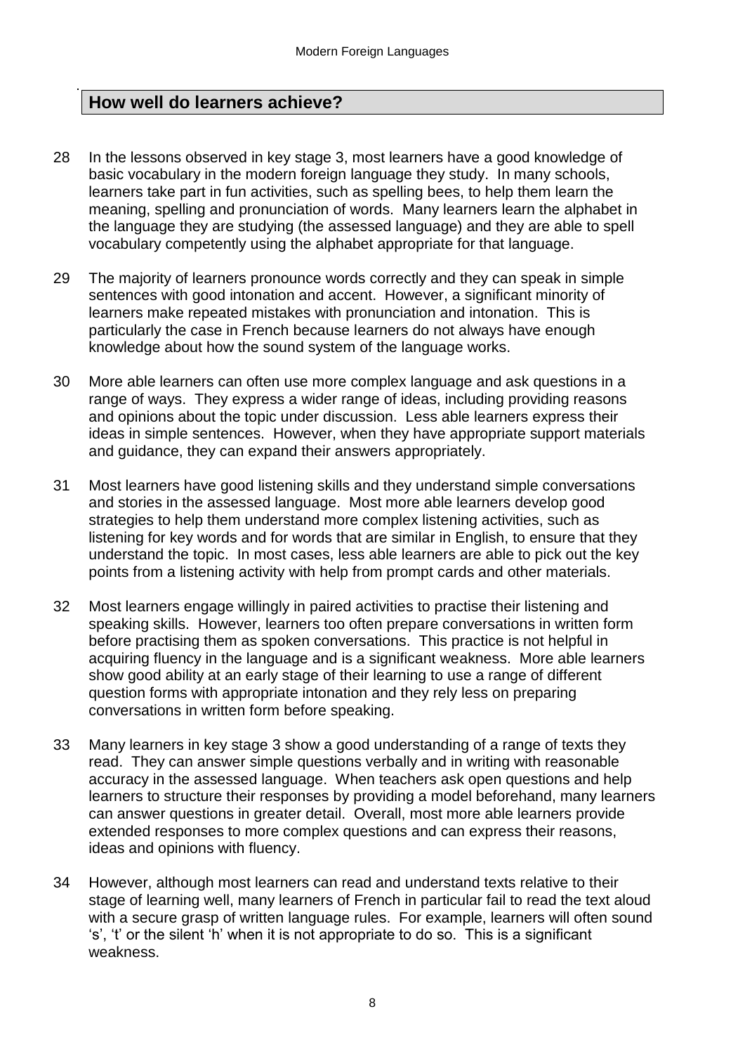## How well do learners achieve?

28 In the lessons observed in key stage 3, most learners have a good knowledge of basic vocabulary in the modern foreign language they study. In many schools, learners take part in fun activities, such as spelling bees, to help them learn the meaning, spelling and pronunciation of words. Many learners learn the alphabet in the language they are studying (the assessed language) and they are able to spell vocabulary competently using the alphabet appropriate for that language.

29 The majority of learners pronounce words correctly and they can speak in simple sentences with good intonation and accent. However, a significant minority of learners make repeated mistakes with pronunciation and intonation. This is particularly the case in French because learners do not always have enough knowledge about how the sound system of the language works.

30 More able learners can often use more complex language and ask questions in a range of ways. They express a wider range of ideas, including providing reasons and opinions about the topic under discussion. Less able learners express their ideas in simple sentences. However, when they have appropriate support materials and guidance, they can expand their answers appropriately.

31 Most learners have good listening skills and they understand simple conversations and stories in the assessed language. Most more able learners develop good strategies to help them understand more complex listening activities, such as listening for key words and for words that are similar in English, to ensure that they understand the topic. In most cases, less able learners are able to pick out the key points from a listening activity with help from prompt cards and other materials.

32 Most learners engage willingly in paired activities to practise their listening and speaking skills. However, learners too often prepare conversations in written form before practising them as spoken conversations. This practice is not helpful in acquiring fluency in the language and is a significant weakness. More able learners show good ability at an early stage of their learning to use a range of different question forms with appropriate intonation and they rely less on preparing conversations in written form before speaking.

33 Many learners in key stage 3 show a good understanding of a range of texts they read. They can answer simple questions verbally and in writing with reasonable accuracy in the assessed language. When teachers ask open questions and help learners to structure their responses by providing a model beforehand, many learners can answer questions in greater detail. Overall, most more able learners provide extended responses to more complex questions and can express their reasons, ideas and opinions with fluency.

34 However, although most learners can read and understand texts relative to their stage of learning well, many learners of French in particular fail to read the text aloud with a secure grasp of written language rules. For example, learners will often sound 's', 't' or the silent 'h' when it is not appropriate to do so. This is a significant weakness.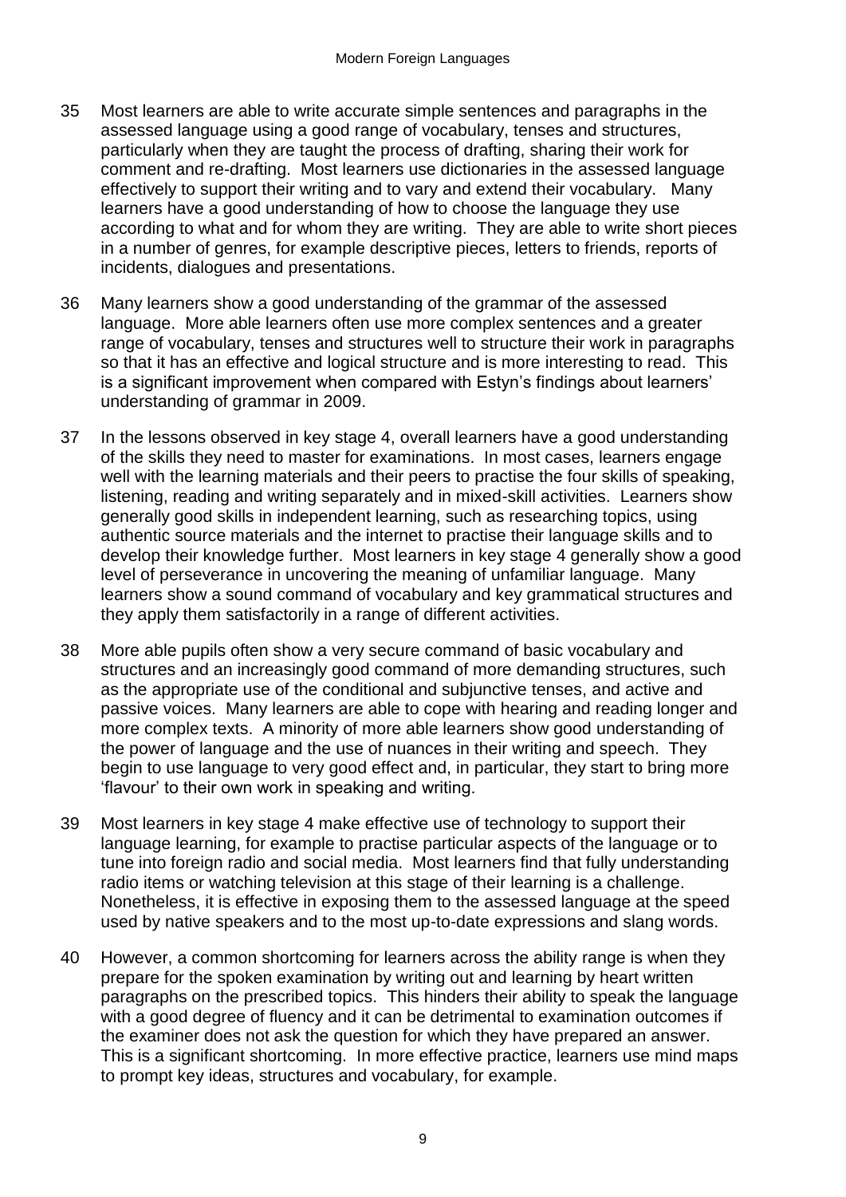35 Most learners are able to write accurate simple sentences and paragraphs in the assessed language using a good range of vocabulary, tenses and structures, particularly when they are taught the process of drafting, sharing their work for comment and re-drafting. Most learners use dictionaries in the assessed language effectively to support their writing and to vary and extend their vocabulary. Many learners have a good understanding of how to choose the language they use according to what and for whom they are writing. They are able to write short pieces in a number of genres, for example descriptive pieces, letters to friends, reports of incidents, dialogues and presentations.

36 Many learners show a good understanding of the grammar of the assessed language. More able learners often use more complex sentences and a greater range of vocabulary, tenses and structures well to structure their work in paragraphs so that it has an effective and logical structure and is more interesting to read. This is a significant improvement when compared with Estyn's findings about learners' understanding of grammar in 2009.

37 In the lessons observed in key stage 4, overall learners have a good understanding of the skills they need to master for examinations. In most cases, learners engage well with the learning materials and their peers to practise the four skills of speaking, listening, reading and writing separately and in mixed-skill activities. Learners show generally good skills in independent learning, such as researching topics, using authentic source materials and the internet to practise their language skills and to develop their knowledge further. Most learners in key stage 4 generally show a good level of perseverance in uncovering the meaning of unfamiliar language. Many learners show a sound command of vocabulary and key grammatical structures and they apply them satisfactorily in a range of different activities.

38 More able pupils often show a very secure command of basic vocabulary and structures and an increasingly good command of more demanding structures, such as the appropriate use of the conditional and subjunctive tenses, and active and passive voices. Many learners are able to cope with hearing and reading longer and more complex texts. A minority of more able learners show good understanding of the power of language and the use of nuances in their writing and speech. They begin to use language to very good effect and, in particular, they start to bring more 'flavour' to their own work in speaking and writing.

39 Most learners in key stage 4 make effective use of technology to support their language learning, for example to practise particular aspects of the language or to tune into foreign radio and social media. Most learners find that fully understanding radio items or watching television at this stage of their learning is a challenge. Nonetheless, it is effective in exposing them to the assessed language at the speed used by native speakers and to the most up-to-date expressions and slang words.

40 However, a common shortcoming for learners across the ability range is when they prepare for the spoken examination by writing out and learning by heart written paragraphs on the prescribed topics. This hinders their ability to speak the language with a good degree of fluency and it can be detrimental to examination outcomes if the examiner does not ask the question for which they have prepared an answer. This is a significant shortcoming. In more effective practice, learners use mind maps to prompt key ideas, structures and vocabulary, for example.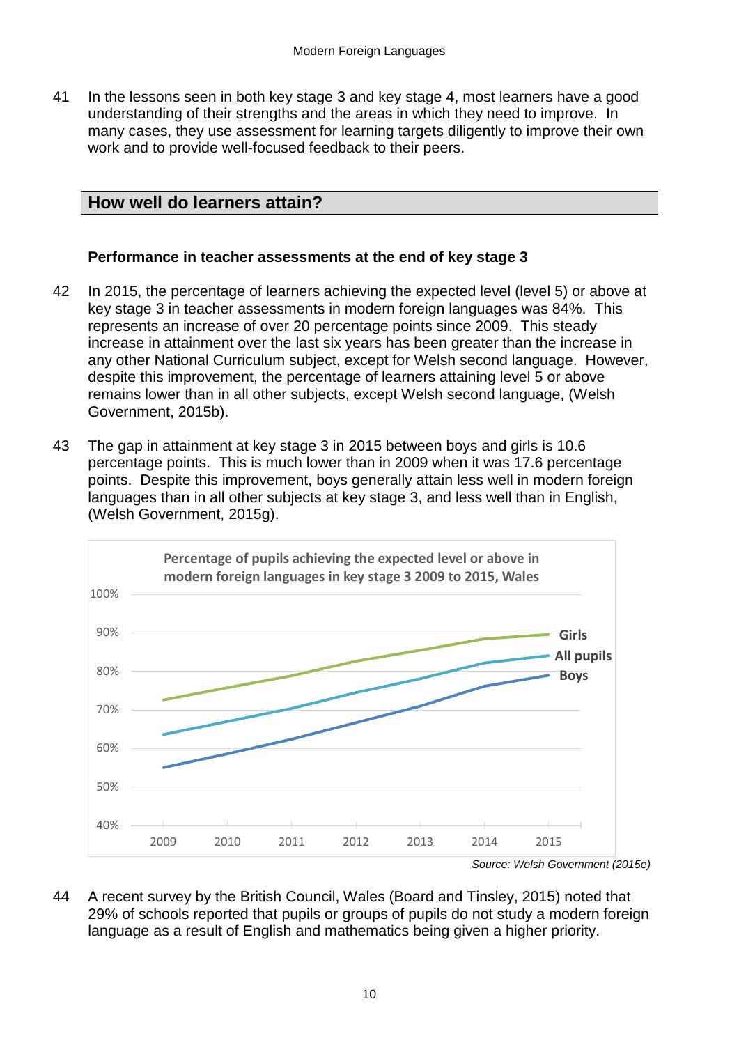41 In the lessons seen in both key stage 3 and key stage 4, most learners have a good understanding of their strengths and the areas in which they need to improve. In many cases, they use assessment for learning targets diligently to improve their own work and to provide well-focused feedback to their peers.

## How well do learners attain?

### Performance in teacher assessments at the end of key stage 3

42 In 2015, the percentage of learners achieving the expected level (level 5) or above at key stage 3 in teacher assessments in modern foreign languages was 84%. This represents an increase of over 20 percentage points since 2009. This steady increase in attainment over the last six years has been greater than the increase in any other National Curriculum subject, except for Welsh second language. However, despite this improvement, the percentage of learners attaining level 5 or above remains lower than in all other subjects, except Welsh second language, (Welsh Government, 2015b).

43 The gap in attainment at key stage 3 in 2015 between boys and girls is 10.6 percentage points. This is much lower than in 2009 when it was 17.6 percentage points. Despite this improvement, boys generally attain less well in modern foreign languages than in all other subjects at key stage 3, and less well than in English, (Welsh Government, 2015g).

**Percentage of pupils achieving the expected level or above in modern foreign languages in key stage 3 2009 to 2015, Wales**

*Source: Welsh Government (2015e)*

44 A recent survey by the British Council, Wales (Board and Tinsley, 2015) noted that 29% of schools reported that pupils or groups of pupils do not study a modern foreign language as a result of English and mathematics being given a higher priority.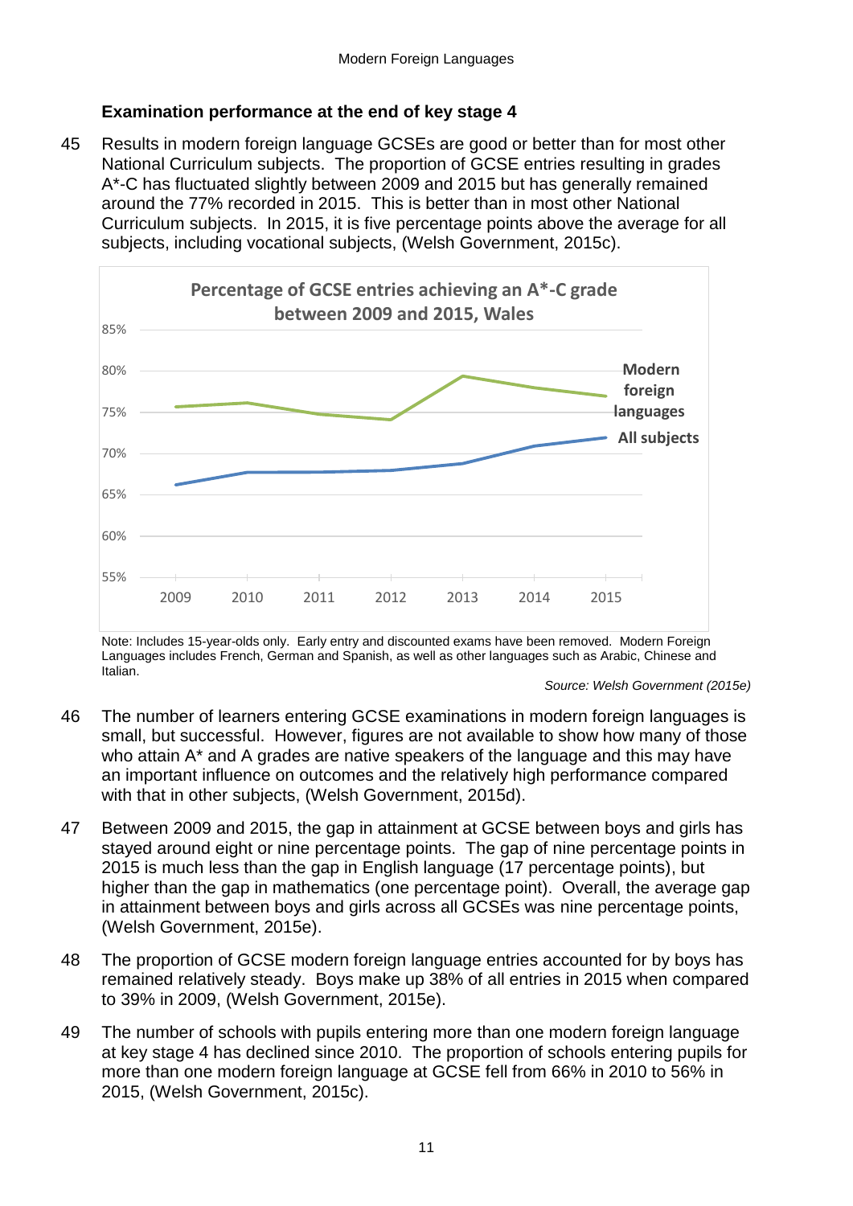### Examination performance at the end of key stage 4

45 Results in modern foreign language GCSEs are good or better than for most other National Curriculum subjects. The proportion of GCSE entries resulting in grades A*-C has fluctuated slightly between 2009 and 2015 but has generally remained around the 77% recorded in 2015. This is better than in most other National Curriculum subjects. In 2015, it is five percentage points above the average for all subjects, including vocational subjects, (Welsh Government, 2015c).

**Percentage of GCSE entries achieving an A*-C grade between 2009 and 2015, Wales**

Note: Includes 15-year-olds only. Early entry and discounted exams have been removed. Modern Foreign Languages includes French, German and Spanish, as well as other languages such as Arabic, Chinese and Italian.

*Source: Welsh Government (2015e)*

46 The number of learners entering GCSE examinations in modern foreign languages is small, but successful. However, figures are not available to show how many of those who attain A* and A grades are native speakers of the language and this may have an important influence on outcomes and the relatively high performance compared with that in other subjects, (Welsh Government, 2015d).

47 Between 2009 and 2015, the gap in attainment at GCSE between boys and girls has stayed around eight or nine percentage points. The gap of nine percentage points in 2015 is much less than the gap in English language (17 percentage points), but higher than the gap in mathematics (one percentage point). Overall, the average gap in attainment between boys and girls across all GCSEs was nine percentage points, (Welsh Government, 2015e).

48 The proportion of GCSE modern foreign language entries accounted for by boys has remained relatively steady. Boys make up 38% of all entries in 2015 when compared to 39% in 2009, (Welsh Government, 2015e).

49 The number of schools with pupils entering more than one modern foreign language at key stage 4 has declined since 2010. The proportion of schools entering pupils for more than one modern foreign language at GCSE fell from 66% in 2010 to 56% in 2015, (Welsh Government, 2015c).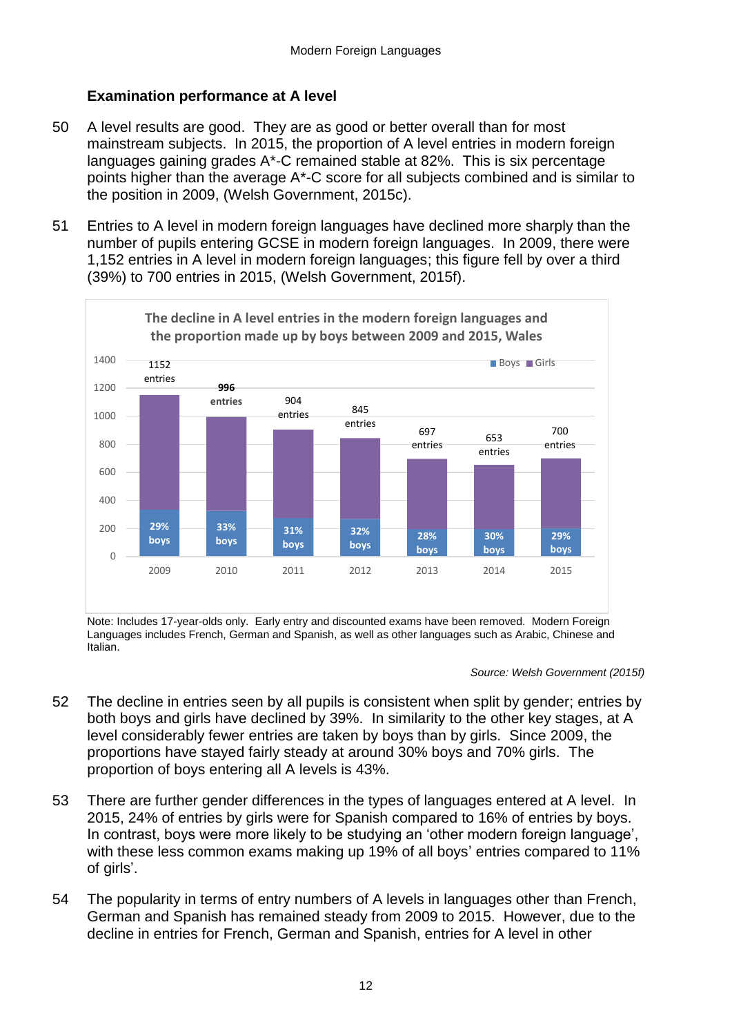### Examination performance at A level

50 A level results are good. They are as good or better overall than for most mainstream subjects. In 2015, the proportion of A level entries in modern foreign languages gaining grades A*-C remained stable at 82%. This is six percentage points higher than the average A*-C score for all subjects combined and is similar to the position in 2009, (Welsh Government, 2015c).

51 Entries to A level in modern foreign languages have declined more sharply than the number of pupils entering GCSE in modern foreign languages. In 2009, there were 1,152 entries in A level in modern foreign languages; this figure fell by over a third (39%) to 700 entries in 2015, (Welsh Government, 2015f).

**The decline in A level entries in the modern foreign languages and the proportion made up by boys between 2009 and 2015, Wales**

| Year | Entries | Boys |
|---|---|---|
| 2009 | 1152 entries | 29% boys |
| 2010 | 996 entries | 33% boys |
| 2011 | 904 entries | 31% boys |
| 2012 | 845 entries | 32% boys |
| 2013 | 697 entries | 28% boys |
| 2014 | 653 entries | 30% boys |
| 2015 | 700 entries | 29% boys |

Note: Includes 17-year-olds only. Early entry and discounted exams have been removed. Modern Foreign Languages includes French, German and Spanish, as well as other languages such as Arabic, Chinese and Italian.

*Source: Welsh Government (2015f)*

52 The decline in entries seen by all pupils is consistent when split by gender; entries by both boys and girls have declined by 39%. In similarity to the other key stages, at A level considerably fewer entries are taken by boys than by girls. Since 2009, the proportions have stayed fairly steady at around 30% boys and 70% girls. The proportion of boys entering all A levels is 43%.

53 There are further gender differences in the types of languages entered at A level. In 2015, 24% of entries by girls were for Spanish compared to 16% of entries by boys. In contrast, boys were more likely to be studying an 'other modern foreign language', with these less common exams making up 19% of all boys' entries compared to 11% of girls'.

54 The popularity in terms of entry numbers of A levels in languages other than French, German and Spanish has remained steady from 2009 to 2015. However, due to the decline in entries for French, German and Spanish, entries for A level in other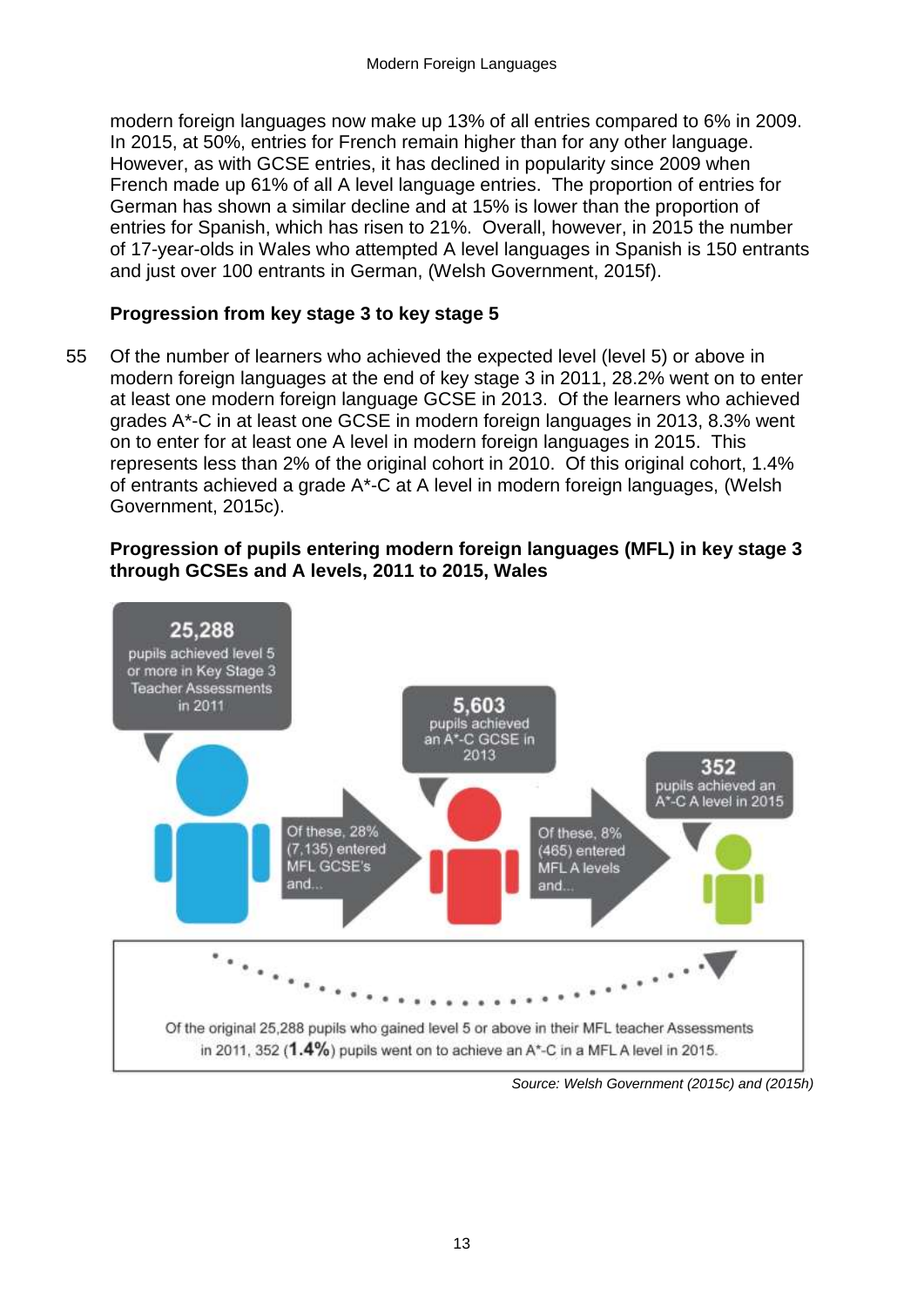modern foreign languages now make up 13% of all entries compared to 6% in 2009. In 2015, at 50%, entries for French remain higher than for any other language. However, as with GCSE entries, it has declined in popularity since 2009 when French made up 61% of all A level language entries. The proportion of entries for German has shown a similar decline and at 15% is lower than the proportion of entries for Spanish, which has risen to 21%. Overall, however, in 2015 the number of 17-year-olds in Wales who attempted A level languages in Spanish is 150 entrants and just over 100 entrants in German, (Welsh Government, 2015f).

### Progression from key stage 3 to key stage 5

55 Of the number of learners who achieved the expected level (level 5) or above in modern foreign languages at the end of key stage 3 in 2011, 28.2% went on to enter at least one modern foreign language GCSE in 2013. Of the learners who achieved grades A*-C in at least one GCSE in modern foreign languages in 2013, 8.3% went on to enter for at least one A level in modern foreign languages in 2015. This represents less than 2% of the original cohort in 2010. Of this original cohort, 1.4% of entrants achieved a grade A*-C at A level in modern foreign languages, (Welsh Government, 2015c).

**Progression of pupils entering modern foreign languages (MFL) in key stage 3 through GCSEs and A levels, 2011 to 2015, Wales**

**25,288** pupils achieved level 5 or more in Key Stage 3 Teacher Assessments in 2011

Of these, 28% (7,135) entered MFL GCSE's and...

**5,603** pupils achieved an A*-C GCSE in 2013

Of these, 8% (465) entered MFL A levels and...

**352** pupils achieved an A*-C A level in 2015

Of the original 25,288 pupils who gained level 5 or above in their MFL teacher Assessments in 2011, 352 (**1.4%**) pupils went on to achieve an A*-C in a MFL A level in 2015.

*Source: Welsh Government (2015c) and (2015h)*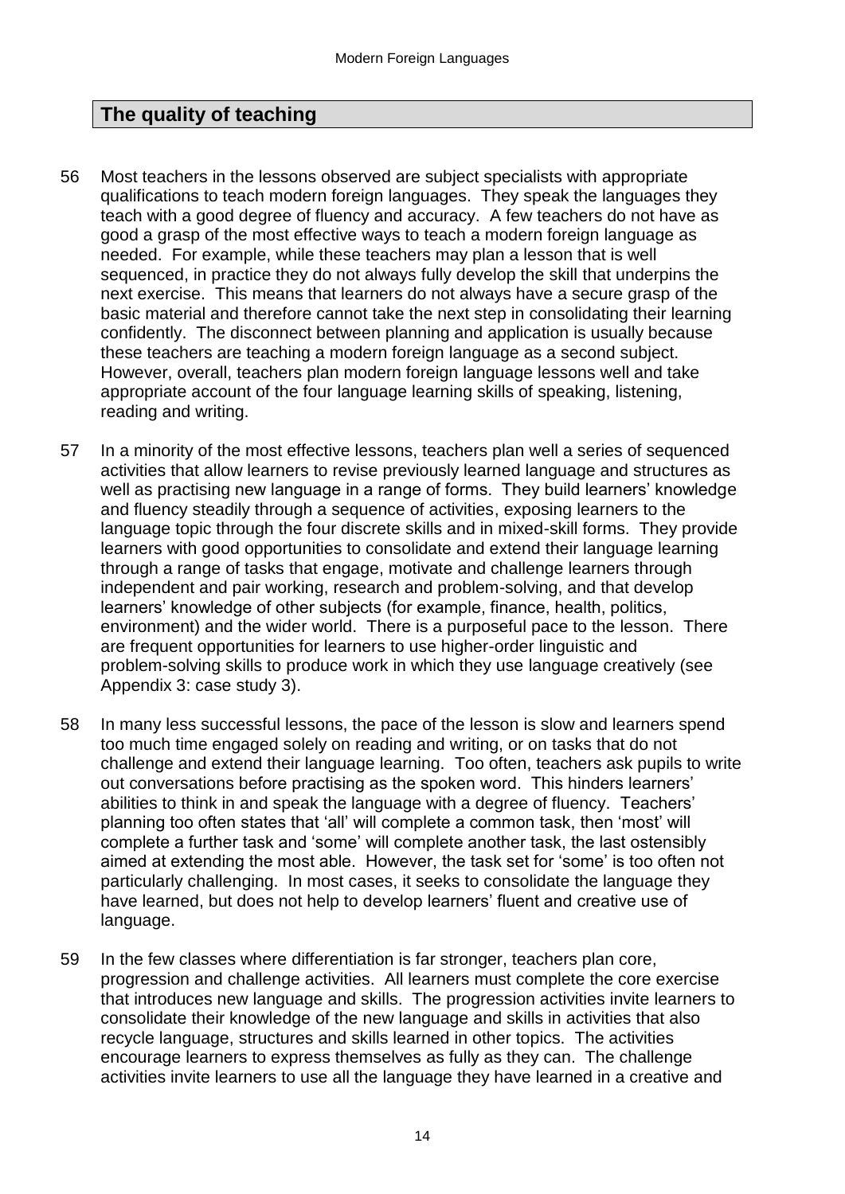## The quality of teaching

56 Most teachers in the lessons observed are subject specialists with appropriate qualifications to teach modern foreign languages. They speak the languages they teach with a good degree of fluency and accuracy. A few teachers do not have as good a grasp of the most effective ways to teach a modern foreign language as needed. For example, while these teachers may plan a lesson that is well sequenced, in practice they do not always fully develop the skill that underpins the next exercise. This means that learners do not always have a secure grasp of the basic material and therefore cannot take the next step in consolidating their learning confidently. The disconnect between planning and application is usually because these teachers are teaching a modern foreign language as a second subject. However, overall, teachers plan modern foreign language lessons well and take appropriate account of the four language learning skills of speaking, listening, reading and writing.

57 In a minority of the most effective lessons, teachers plan well a series of sequenced activities that allow learners to revise previously learned language and structures as well as practising new language in a range of forms. They build learners' knowledge and fluency steadily through a sequence of activities, exposing learners to the language topic through the four discrete skills and in mixed-skill forms. They provide learners with good opportunities to consolidate and extend their language learning through a range of tasks that engage, motivate and challenge learners through independent and pair working, research and problem-solving, and that develop learners' knowledge of other subjects (for example, finance, health, politics, environment) and the wider world. There is a purposeful pace to the lesson. There are frequent opportunities for learners to use higher-order linguistic and problem-solving skills to produce work in which they use language creatively (see Appendix 3: case study 3).

58 In many less successful lessons, the pace of the lesson is slow and learners spend too much time engaged solely on reading and writing, or on tasks that do not challenge and extend their language learning. Too often, teachers ask pupils to write out conversations before practising as the spoken word. This hinders learners' abilities to think in and speak the language with a degree of fluency. Teachers' planning too often states that 'all' will complete a common task, then 'most' will complete a further task and 'some' will complete another task, the last ostensibly aimed at extending the most able. However, the task set for 'some' is too often not particularly challenging. In most cases, it seeks to consolidate the language they have learned, but does not help to develop learners' fluent and creative use of language.

59 In the few classes where differentiation is far stronger, teachers plan core, progression and challenge activities. All learners must complete the core exercise that introduces new language and skills. The progression activities invite learners to consolidate their knowledge of the new language and skills in activities that also recycle language, structures and skills learned in other topics. The activities encourage learners to express themselves as fully as they can. The challenge activities invite learners to use all the language they have learned in a creative and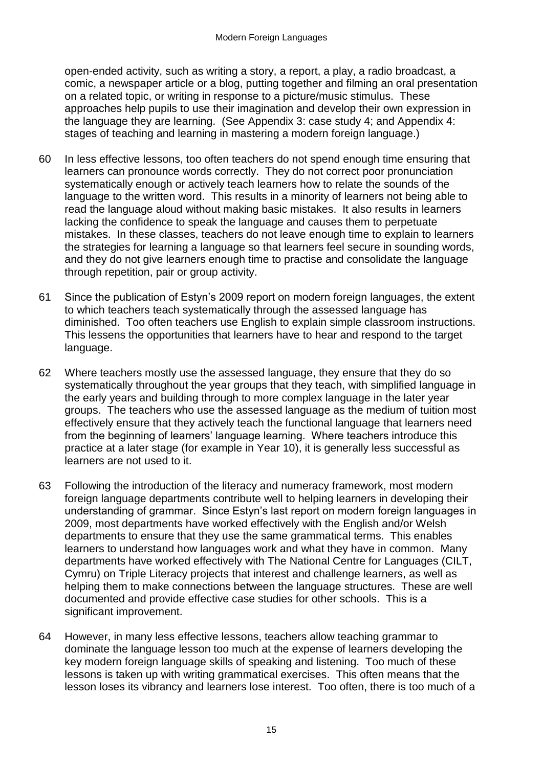open-ended activity, such as writing a story, a report, a play, a radio broadcast, a comic, a newspaper article or a blog, putting together and filming an oral presentation on a related topic, or writing in response to a picture/music stimulus. These approaches help pupils to use their imagination and develop their own expression in the language they are learning. (See Appendix 3: case study 4; and Appendix 4: stages of teaching and learning in mastering a modern foreign language.)

60 In less effective lessons, too often teachers do not spend enough time ensuring that learners can pronounce words correctly. They do not correct poor pronunciation systematically enough or actively teach learners how to relate the sounds of the language to the written word. This results in a minority of learners not being able to read the language aloud without making basic mistakes. It also results in learners lacking the confidence to speak the language and causes them to perpetuate mistakes. In these classes, teachers do not leave enough time to explain to learners the strategies for learning a language so that learners feel secure in sounding words, and they do not give learners enough time to practise and consolidate the language through repetition, pair or group activity.

61 Since the publication of Estyn's 2009 report on modern foreign languages, the extent to which teachers teach systematically through the assessed language has diminished. Too often teachers use English to explain simple classroom instructions. This lessens the opportunities that learners have to hear and respond to the target language.

62 Where teachers mostly use the assessed language, they ensure that they do so systematically throughout the year groups that they teach, with simplified language in the early years and building through to more complex language in the later year groups. The teachers who use the assessed language as the medium of tuition most effectively ensure that they actively teach the functional language that learners need from the beginning of learners' language learning. Where teachers introduce this practice at a later stage (for example in Year 10), it is generally less successful as learners are not used to it.

63 Following the introduction of the literacy and numeracy framework, most modern foreign language departments contribute well to helping learners in developing their understanding of grammar. Since Estyn's last report on modern foreign languages in 2009, most departments have worked effectively with the English and/or Welsh departments to ensure that they use the same grammatical terms. This enables learners to understand how languages work and what they have in common. Many departments have worked effectively with The National Centre for Languages (CILT, Cymru) on Triple Literacy projects that interest and challenge learners, as well as helping them to make connections between the language structures. These are well documented and provide effective case studies for other schools. This is a significant improvement.

64 However, in many less effective lessons, teachers allow teaching grammar to dominate the language lesson too much at the expense of learners developing the key modern foreign language skills of speaking and listening. Too much of these lessons is taken up with writing grammatical exercises. This often means that the lesson loses its vibrancy and learners lose interest. Too often, there is too much of a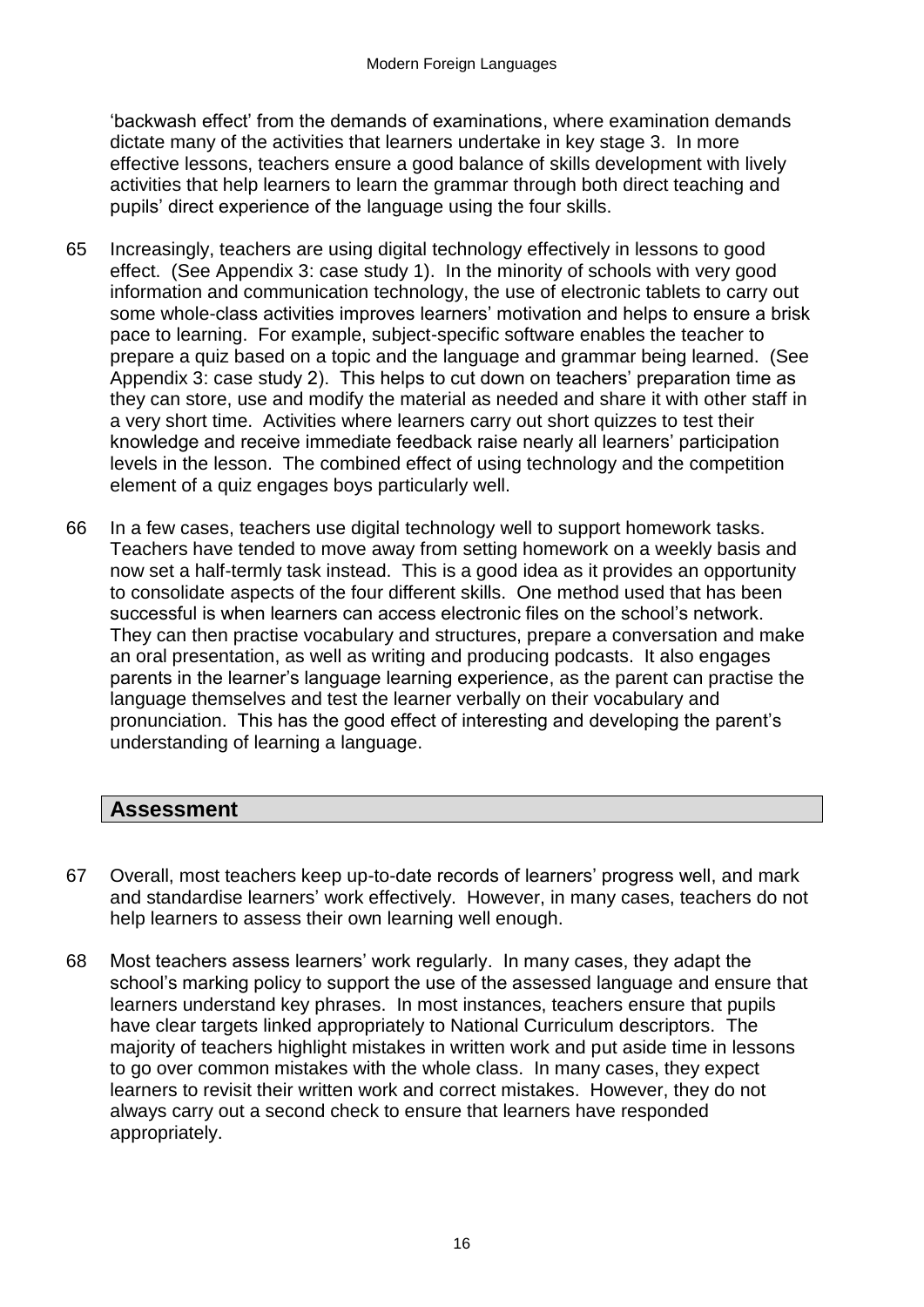'backwash effect' from the demands of examinations, where examination demands dictate many of the activities that learners undertake in key stage 3. In more effective lessons, teachers ensure a good balance of skills development with lively activities that help learners to learn the grammar through both direct teaching and pupils' direct experience of the language using the four skills.

65 Increasingly, teachers are using digital technology effectively in lessons to good effect. (See Appendix 3: case study 1). In the minority of schools with very good information and communication technology, the use of electronic tablets to carry out some whole-class activities improves learners' motivation and helps to ensure a brisk pace to learning. For example, subject-specific software enables the teacher to prepare a quiz based on a topic and the language and grammar being learned. (See Appendix 3: case study 2). This helps to cut down on teachers' preparation time as they can store, use and modify the material as needed and share it with other staff in a very short time. Activities where learners carry out short quizzes to test their knowledge and receive immediate feedback raise nearly all learners' participation levels in the lesson. The combined effect of using technology and the competition element of a quiz engages boys particularly well.

66 In a few cases, teachers use digital technology well to support homework tasks. Teachers have tended to move away from setting homework on a weekly basis and now set a half-termly task instead. This is a good idea as it provides an opportunity to consolidate aspects of the four different skills. One method used that has been successful is when learners can access electronic files on the school's network. They can then practise vocabulary and structures, prepare a conversation and make an oral presentation, as well as writing and producing podcasts. It also engages parents in the learner's language learning experience, as the parent can practise the language themselves and test the learner verbally on their vocabulary and pronunciation. This has the good effect of interesting and developing the parent's understanding of learning a language.

## Assessment

67 Overall, most teachers keep up-to-date records of learners' progress well, and mark and standardise learners' work effectively. However, in many cases, teachers do not help learners to assess their own learning well enough.

68 Most teachers assess learners' work regularly. In many cases, they adapt the school's marking policy to support the use of the assessed language and ensure that learners understand key phrases. In most instances, teachers ensure that pupils have clear targets linked appropriately to National Curriculum descriptors. The majority of teachers highlight mistakes in written work and put aside time in lessons to go over common mistakes with the whole class. In many cases, they expect learners to revisit their written work and correct mistakes. However, they do not always carry out a second check to ensure that learners have responded appropriately.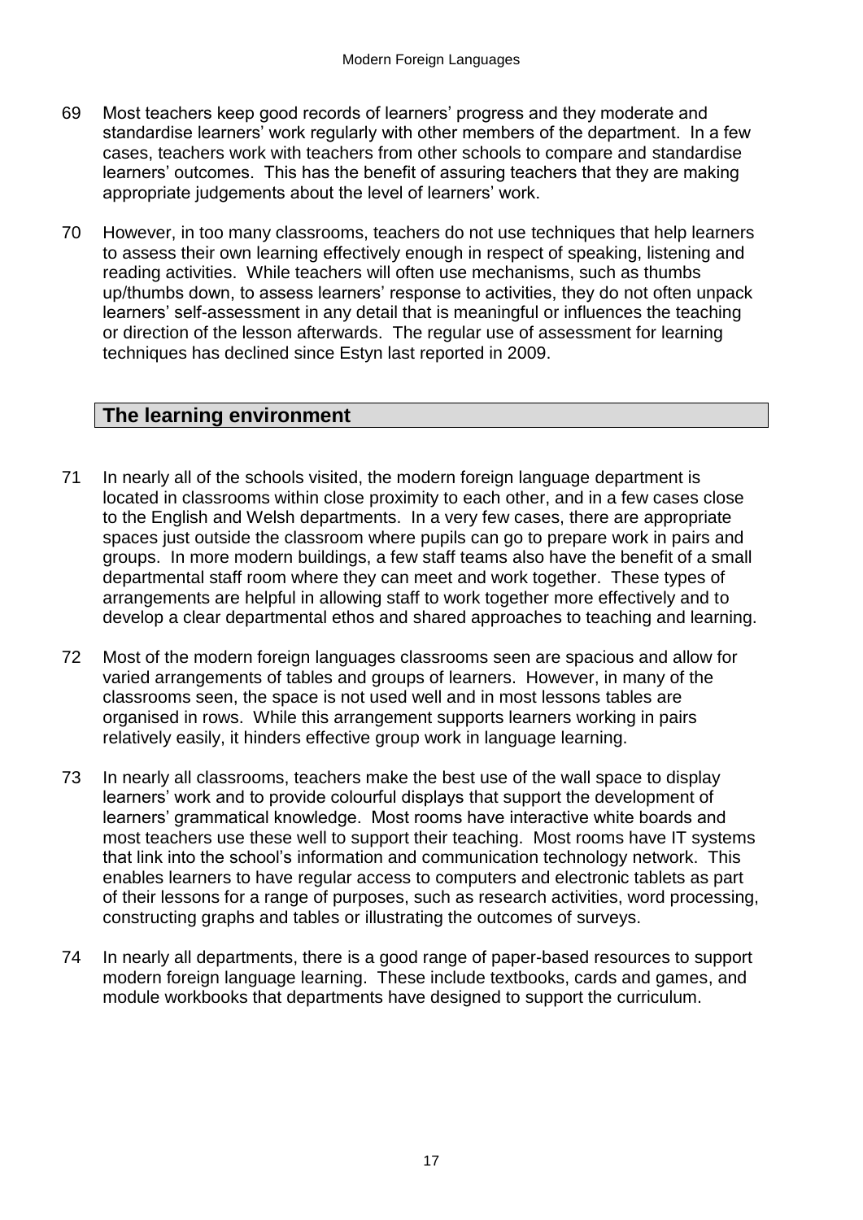69 Most teachers keep good records of learners' progress and they moderate and standardise learners' work regularly with other members of the department. In a few cases, teachers work with teachers from other schools to compare and standardise learners' outcomes. This has the benefit of assuring teachers that they are making appropriate judgements about the level of learners' work.

70 However, in too many classrooms, teachers do not use techniques that help learners to assess their own learning effectively enough in respect of speaking, listening and reading activities. While teachers will often use mechanisms, such as thumbs up/thumbs down, to assess learners' response to activities, they do not often unpack learners' self-assessment in any detail that is meaningful or influences the teaching or direction of the lesson afterwards. The regular use of assessment for learning techniques has declined since Estyn last reported in 2009.

## The learning environment

71 In nearly all of the schools visited, the modern foreign language department is located in classrooms within close proximity to each other, and in a few cases close to the English and Welsh departments. In a very few cases, there are appropriate spaces just outside the classroom where pupils can go to prepare work in pairs and groups. In more modern buildings, a few staff teams also have the benefit of a small departmental staff room where they can meet and work together. These types of arrangements are helpful in allowing staff to work together more effectively and to develop a clear departmental ethos and shared approaches to teaching and learning.

72 Most of the modern foreign languages classrooms seen are spacious and allow for varied arrangements of tables and groups of learners. However, in many of the classrooms seen, the space is not used well and in most lessons tables are organised in rows. While this arrangement supports learners working in pairs relatively easily, it hinders effective group work in language learning.

73 In nearly all classrooms, teachers make the best use of the wall space to display learners' work and to provide colourful displays that support the development of learners' grammatical knowledge. Most rooms have interactive white boards and most teachers use these well to support their teaching. Most rooms have IT systems that link into the school's information and communication technology network. This enables learners to have regular access to computers and electronic tablets as part of their lessons for a range of purposes, such as research activities, word processing, constructing graphs and tables or illustrating the outcomes of surveys.

74 In nearly all departments, there is a good range of paper-based resources to support modern foreign language learning. These include textbooks, cards and games, and module workbooks that departments have designed to support the curriculum.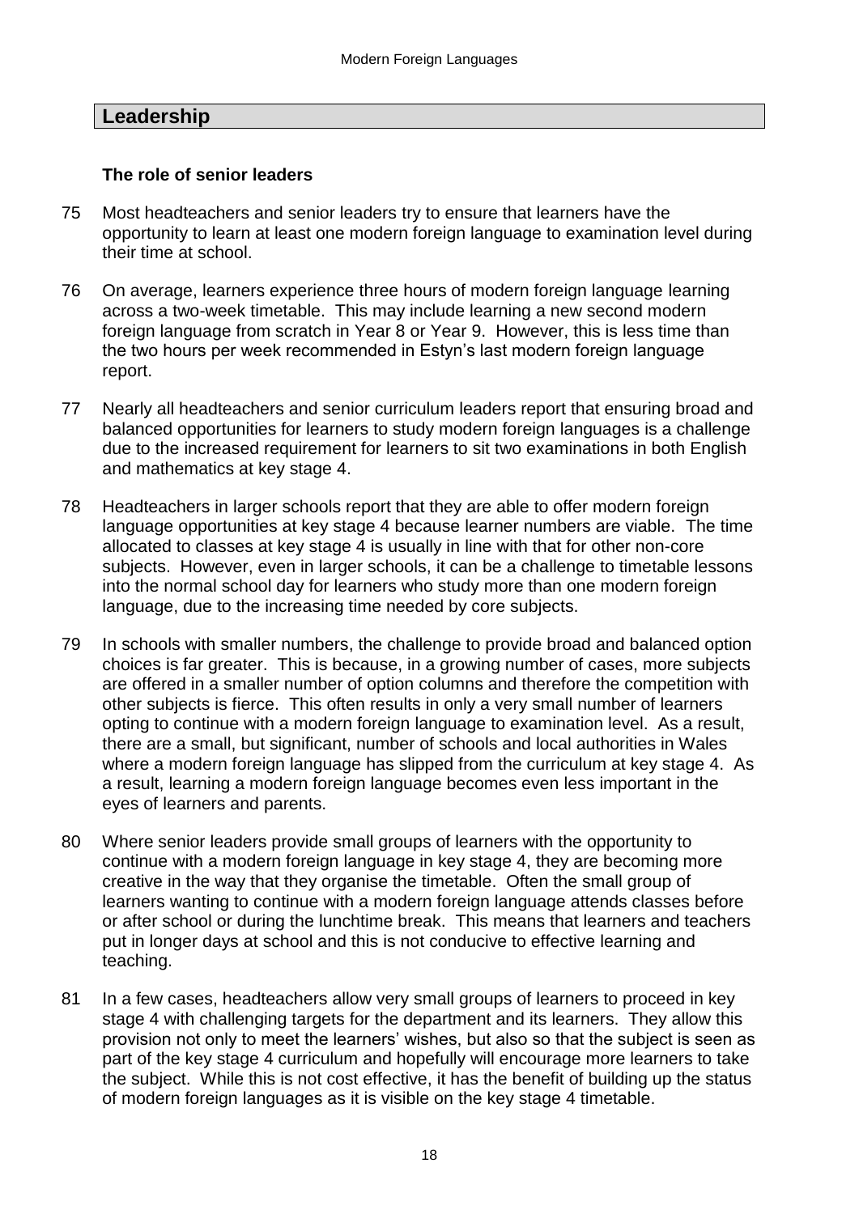## Leadership

### The role of senior leaders

75 Most headteachers and senior leaders try to ensure that learners have the opportunity to learn at least one modern foreign language to examination level during their time at school.

76 On average, learners experience three hours of modern foreign language learning across a two-week timetable. This may include learning a new second modern foreign language from scratch in Year 8 or Year 9. However, this is less time than the two hours per week recommended in Estyn's last modern foreign language report.

77 Nearly all headteachers and senior curriculum leaders report that ensuring broad and balanced opportunities for learners to study modern foreign languages is a challenge due to the increased requirement for learners to sit two examinations in both English and mathematics at key stage 4.

78 Headteachers in larger schools report that they are able to offer modern foreign language opportunities at key stage 4 because learner numbers are viable. The time allocated to classes at key stage 4 is usually in line with that for other non-core subjects. However, even in larger schools, it can be a challenge to timetable lessons into the normal school day for learners who study more than one modern foreign language, due to the increasing time needed by core subjects.

79 In schools with smaller numbers, the challenge to provide broad and balanced option choices is far greater. This is because, in a growing number of cases, more subjects are offered in a smaller number of option columns and therefore the competition with other subjects is fierce. This often results in only a very small number of learners opting to continue with a modern foreign language to examination level. As a result, there are a small, but significant, number of schools and local authorities in Wales where a modern foreign language has slipped from the curriculum at key stage 4. As a result, learning a modern foreign language becomes even less important in the eyes of learners and parents.

80 Where senior leaders provide small groups of learners with the opportunity to continue with a modern foreign language in key stage 4, they are becoming more creative in the way that they organise the timetable. Often the small group of learners wanting to continue with a modern foreign language attends classes before or after school or during the lunchtime break. This means that learners and teachers put in longer days at school and this is not conducive to effective learning and teaching.

81 In a few cases, headteachers allow very small groups of learners to proceed in key stage 4 with challenging targets for the department and its learners. They allow this provision not only to meet the learners' wishes, but also so that the subject is seen as part of the key stage 4 curriculum and hopefully will encourage more learners to take the subject. While this is not cost effective, it has the benefit of building up the status of modern foreign languages as it is visible on the key stage 4 timetable.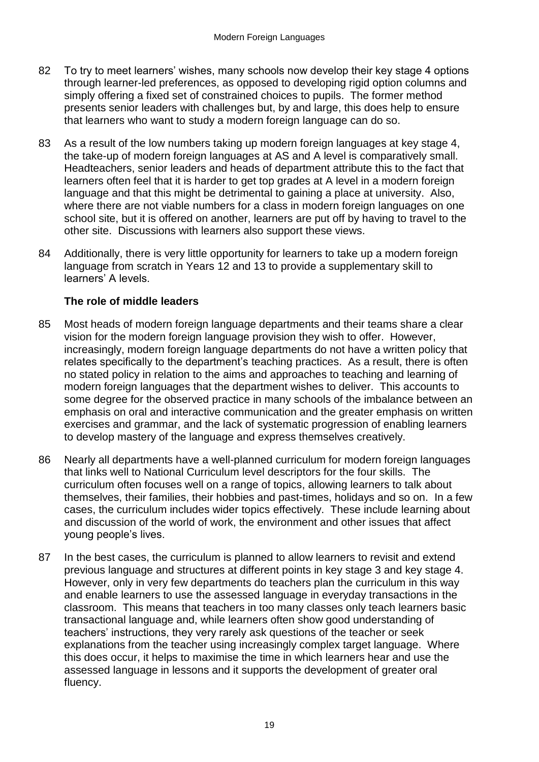82 To try to meet learners' wishes, many schools now develop their key stage 4 options through learner-led preferences, as opposed to developing rigid option columns and simply offering a fixed set of constrained choices to pupils. The former method presents senior leaders with challenges but, by and large, this does help to ensure that learners who want to study a modern foreign language can do so.

83 As a result of the low numbers taking up modern foreign languages at key stage 4, the take-up of modern foreign languages at AS and A level is comparatively small. Headteachers, senior leaders and heads of department attribute this to the fact that learners often feel that it is harder to get top grades at A level in a modern foreign language and that this might be detrimental to gaining a place at university. Also, where there are not viable numbers for a class in modern foreign languages on one school site, but it is offered on another, learners are put off by having to travel to the other site. Discussions with learners also support these views.

84 Additionally, there is very little opportunity for learners to take up a modern foreign language from scratch in Years 12 and 13 to provide a supplementary skill to learners' A levels.

### The role of middle leaders

85 Most heads of modern foreign language departments and their teams share a clear vision for the modern foreign language provision they wish to offer. However, increasingly, modern foreign language departments do not have a written policy that relates specifically to the department's teaching practices. As a result, there is often no stated policy in relation to the aims and approaches to teaching and learning of modern foreign languages that the department wishes to deliver. This accounts to some degree for the observed practice in many schools of the imbalance between an emphasis on oral and interactive communication and the greater emphasis on written exercises and grammar, and the lack of systematic progression of enabling learners to develop mastery of the language and express themselves creatively.

86 Nearly all departments have a well-planned curriculum for modern foreign languages that links well to National Curriculum level descriptors for the four skills. The curriculum often focuses well on a range of topics, allowing learners to talk about themselves, their families, their hobbies and past-times, holidays and so on. In a few cases, the curriculum includes wider topics effectively. These include learning about and discussion of the world of work, the environment and other issues that affect young people's lives.

87 In the best cases, the curriculum is planned to allow learners to revisit and extend previous language and structures at different points in key stage 3 and key stage 4. However, only in very few departments do teachers plan the curriculum in this way and enable learners to use the assessed language in everyday transactions in the classroom. This means that teachers in too many classes only teach learners basic transactional language and, while learners often show good understanding of teachers' instructions, they very rarely ask questions of the teacher or seek explanations from the teacher using increasingly complex target language. Where this does occur, it helps to maximise the time in which learners hear and use the assessed language in lessons and it supports the development of greater oral fluency.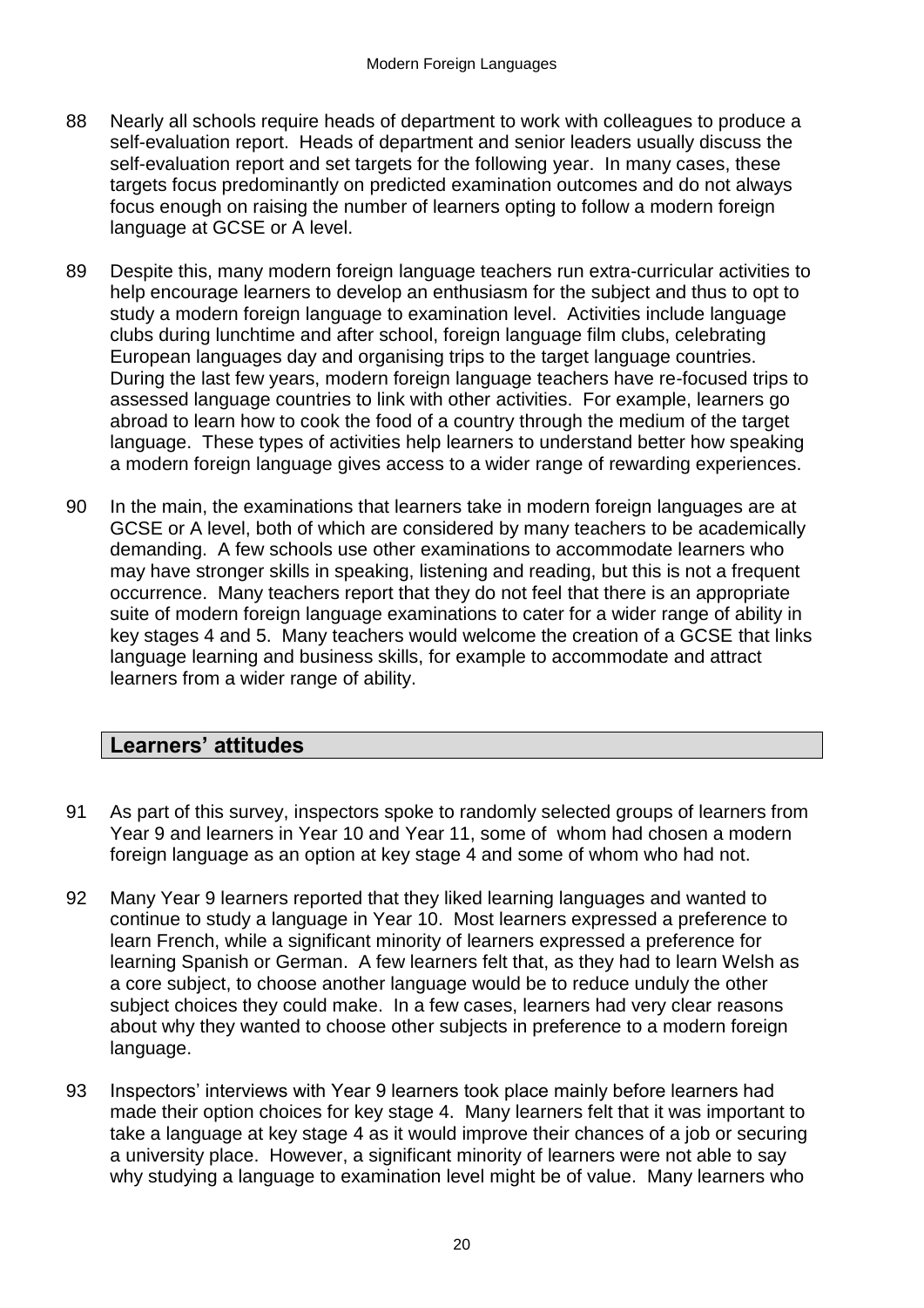88 Nearly all schools require heads of department to work with colleagues to produce a self-evaluation report. Heads of department and senior leaders usually discuss the self-evaluation report and set targets for the following year. In many cases, these targets focus predominantly on predicted examination outcomes and do not always focus enough on raising the number of learners opting to follow a modern foreign language at GCSE or A level.

89 Despite this, many modern foreign language teachers run extra-curricular activities to help encourage learners to develop an enthusiasm for the subject and thus to opt to study a modern foreign language to examination level. Activities include language clubs during lunchtime and after school, foreign language film clubs, celebrating European languages day and organising trips to the target language countries. During the last few years, modern foreign language teachers have re-focused trips to assessed language countries to link with other activities. For example, learners go abroad to learn how to cook the food of a country through the medium of the target language. These types of activities help learners to understand better how speaking a modern foreign language gives access to a wider range of rewarding experiences.

90 In the main, the examinations that learners take in modern foreign languages are at GCSE or A level, both of which are considered by many teachers to be academically demanding. A few schools use other examinations to accommodate learners who may have stronger skills in speaking, listening and reading, but this is not a frequent occurrence. Many teachers report that they do not feel that there is an appropriate suite of modern foreign language examinations to cater for a wider range of ability in key stages 4 and 5. Many teachers would welcome the creation of a GCSE that links language learning and business skills, for example to accommodate and attract learners from a wider range of ability.

## Learners' attitudes

91 As part of this survey, inspectors spoke to randomly selected groups of learners from Year 9 and learners in Year 10 and Year 11, some of whom had chosen a modern foreign language as an option at key stage 4 and some of whom who had not.

92 Many Year 9 learners reported that they liked learning languages and wanted to continue to study a language in Year 10. Most learners expressed a preference to learn French, while a significant minority of learners expressed a preference for learning Spanish or German. A few learners felt that, as they had to learn Welsh as a core subject, to choose another language would be to reduce unduly the other subject choices they could make. In a few cases, learners had very clear reasons about why they wanted to choose other subjects in preference to a modern foreign language.

93 Inspectors' interviews with Year 9 learners took place mainly before learners had made their option choices for key stage 4. Many learners felt that it was important to take a language at key stage 4 as it would improve their chances of a job or securing a university place. However, a significant minority of learners were not able to say why studying a language to examination level might be of value. Many learners who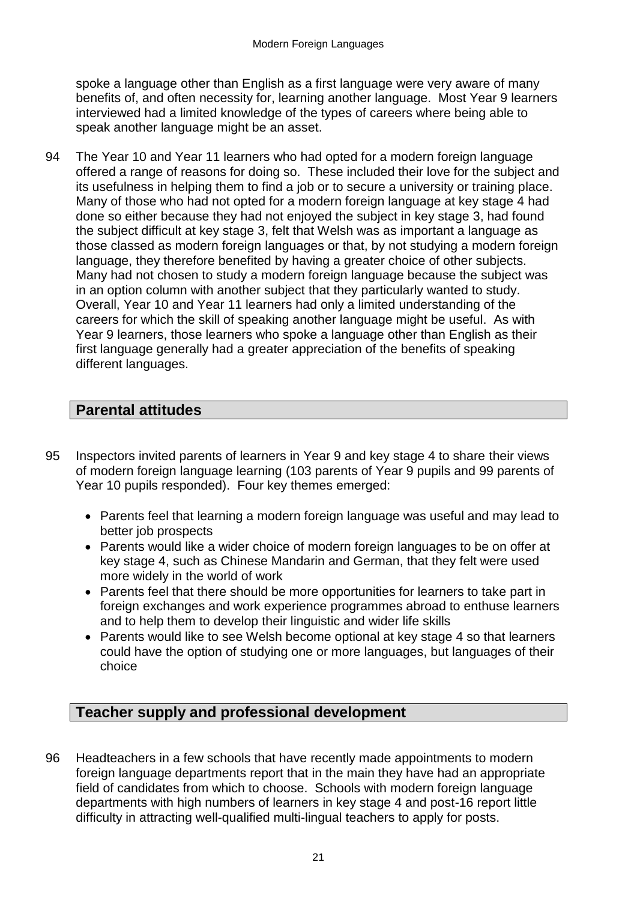spoke a language other than English as a first language were very aware of many benefits of, and often necessity for, learning another language. Most Year 9 learners interviewed had a limited knowledge of the types of careers where being able to speak another language might be an asset.

94 The Year 10 and Year 11 learners who had opted for a modern foreign language offered a range of reasons for doing so. These included their love for the subject and its usefulness in helping them to find a job or to secure a university or training place. Many of those who had not opted for a modern foreign language at key stage 4 had done so either because they had not enjoyed the subject in key stage 3, had found the subject difficult at key stage 3, felt that Welsh was as important a language as those classed as modern foreign languages or that, by not studying a modern foreign language, they therefore benefited by having a greater choice of other subjects. Many had not chosen to study a modern foreign language because the subject was in an option column with another subject that they particularly wanted to study. Overall, Year 10 and Year 11 learners had only a limited understanding of the careers for which the skill of speaking another language might be useful. As with Year 9 learners, those learners who spoke a language other than English as their first language generally had a greater appreciation of the benefits of speaking different languages.

## Parental attitudes

95 Inspectors invited parents of learners in Year 9 and key stage 4 to share their views of modern foreign language learning (103 parents of Year 9 pupils and 99 parents of Year 10 pupils responded). Four key themes emerged:

- Parents feel that learning a modern foreign language was useful and may lead to better job prospects
- Parents would like a wider choice of modern foreign languages to be on offer at key stage 4, such as Chinese Mandarin and German, that they felt were used more widely in the world of work
- Parents feel that there should be more opportunities for learners to take part in foreign exchanges and work experience programmes abroad to enthuse learners and to help them to develop their linguistic and wider life skills
- Parents would like to see Welsh become optional at key stage 4 so that learners could have the option of studying one or more languages, but languages of their choice

## Teacher supply and professional development

96 Headteachers in a few schools that have recently made appointments to modern foreign language departments report that in the main they have had an appropriate field of candidates from which to choose. Schools with modern foreign language departments with high numbers of learners in key stage 4 and post-16 report little difficulty in attracting well-qualified multi-lingual teachers to apply for posts.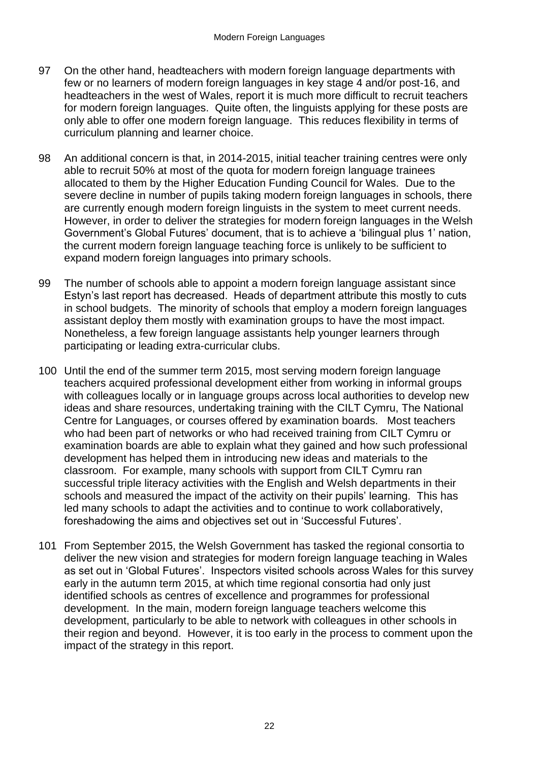97 On the other hand, headteachers with modern foreign language departments with few or no learners of modern foreign languages in key stage 4 and/or post-16, and headteachers in the west of Wales, report it is much more difficult to recruit teachers for modern foreign languages. Quite often, the linguists applying for these posts are only able to offer one modern foreign language. This reduces flexibility in terms of curriculum planning and learner choice.

98 An additional concern is that, in 2014-2015, initial teacher training centres were only able to recruit 50% at most of the quota for modern foreign language trainees allocated to them by the Higher Education Funding Council for Wales. Due to the severe decline in number of pupils taking modern foreign languages in schools, there are currently enough modern foreign linguists in the system to meet current needs. However, in order to deliver the strategies for modern foreign languages in the Welsh Government's Global Futures' document, that is to achieve a 'bilingual plus 1' nation, the current modern foreign language teaching force is unlikely to be sufficient to expand modern foreign languages into primary schools.

99 The number of schools able to appoint a modern foreign language assistant since Estyn's last report has decreased. Heads of department attribute this mostly to cuts in school budgets. The minority of schools that employ a modern foreign languages assistant deploy them mostly with examination groups to have the most impact. Nonetheless, a few foreign language assistants help younger learners through participating or leading extra-curricular clubs.

100 Until the end of the summer term 2015, most serving modern foreign language teachers acquired professional development either from working in informal groups with colleagues locally or in language groups across local authorities to develop new ideas and share resources, undertaking training with the CILT Cymru, The National Centre for Languages, or courses offered by examination boards. Most teachers who had been part of networks or who had received training from CILT Cymru or examination boards are able to explain what they gained and how such professional development has helped them in introducing new ideas and materials to the classroom. For example, many schools with support from CILT Cymru ran successful triple literacy activities with the English and Welsh departments in their schools and measured the impact of the activity on their pupils' learning. This has led many schools to adapt the activities and to continue to work collaboratively, foreshadowing the aims and objectives set out in 'Successful Futures'.

101 From September 2015, the Welsh Government has tasked the regional consortia to deliver the new vision and strategies for modern foreign language teaching in Wales as set out in 'Global Futures'. Inspectors visited schools across Wales for this survey early in the autumn term 2015, at which time regional consortia had only just identified schools as centres of excellence and programmes for professional development. In the main, modern foreign language teachers welcome this development, particularly to be able to network with colleagues in other schools in their region and beyond. However, it is too early in the process to comment upon the impact of the strategy in this report.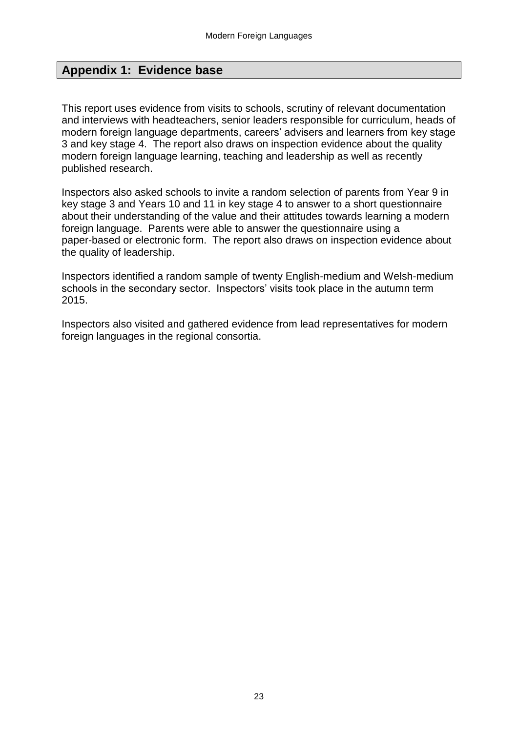## Appendix 1: Evidence base

This report uses evidence from visits to schools, scrutiny of relevant documentation and interviews with headteachers, senior leaders responsible for curriculum, heads of modern foreign language departments, careers' advisers and learners from key stage 3 and key stage 4. The report also draws on inspection evidence about the quality modern foreign language learning, teaching and leadership as well as recently published research.

Inspectors also asked schools to invite a random selection of parents from Year 9 in key stage 3 and Years 10 and 11 in key stage 4 to answer to a short questionnaire about their understanding of the value and their attitudes towards learning a modern foreign language. Parents were able to answer the questionnaire using a paper-based or electronic form. The report also draws on inspection evidence about the quality of leadership.

Inspectors identified a random sample of twenty English-medium and Welsh-medium schools in the secondary sector. Inspectors' visits took place in the autumn term 2015.

Inspectors also visited and gathered evidence from lead representatives for modern foreign languages in the regional consortia.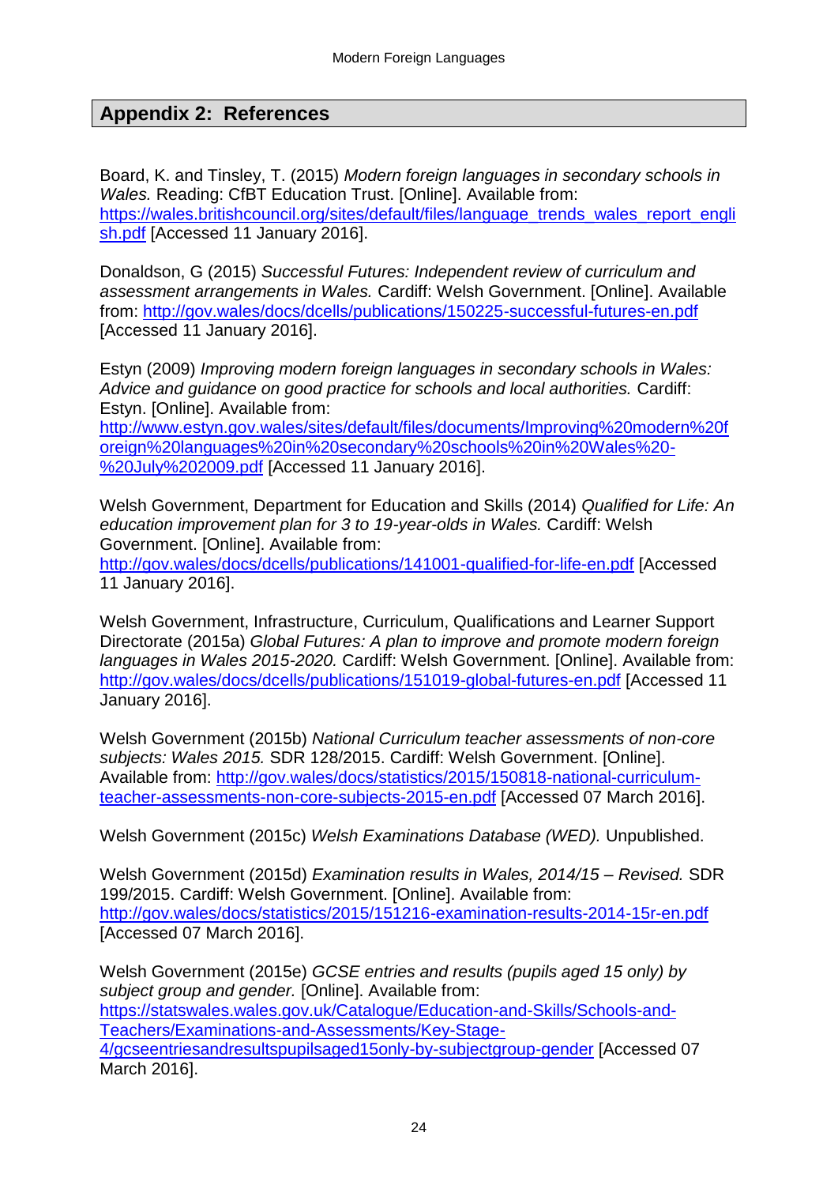## Appendix 2: References

Board, K. and Tinsley, T. (2015) *Modern foreign languages in secondary schools in Wales.* Reading: CfBT Education Trust. [Online]. Available from: https://wales.britishcouncil.org/sites/default/files/language_trends_wales_report_english.pdf [Accessed 11 January 2016].

Donaldson, G (2015) *Successful Futures: Independent review of curriculum and assessment arrangements in Wales.* Cardiff: Welsh Government. [Online]. Available from: http://gov.wales/docs/dcells/publications/150225-successful-futures-en.pdf [Accessed 11 January 2016].

Estyn (2009) *Improving modern foreign languages in secondary schools in Wales: Advice and guidance on good practice for schools and local authorities.* Cardiff: Estyn. [Online]. Available from: http://www.estyn.gov.wales/sites/default/files/documents/Improving%20modern%20foreign%20languages%20in%20secondary%20schools%20in%20Wales%20-%20July%202009.pdf [Accessed 11 January 2016].

Welsh Government, Department for Education and Skills (2014) *Qualified for Life: An education improvement plan for 3 to 19-year-olds in Wales.* Cardiff: Welsh Government. [Online]. Available from: http://gov.wales/docs/dcells/publications/141001-qualified-for-life-en.pdf [Accessed 11 January 2016].

Welsh Government, Infrastructure, Curriculum, Qualifications and Learner Support Directorate (2015a) *Global Futures: A plan to improve and promote modern foreign languages in Wales 2015-2020.* Cardiff: Welsh Government. [Online]. Available from: http://gov.wales/docs/dcells/publications/151019-global-futures-en.pdf [Accessed 11 January 2016].

Welsh Government (2015b) *National Curriculum teacher assessments of non-core subjects: Wales 2015.* SDR 128/2015. Cardiff: Welsh Government. [Online]. Available from: http://gov.wales/docs/statistics/2015/150818-national-curriculum-teacher-assessments-non-core-subjects-2015-en.pdf [Accessed 07 March 2016].

Welsh Government (2015c) *Welsh Examinations Database (WED).* Unpublished.

Welsh Government (2015d) *Examination results in Wales, 2014/15 – Revised.* SDR 199/2015. Cardiff: Welsh Government. [Online]. Available from: http://gov.wales/docs/statistics/2015/151216-examination-results-2014-15r-en.pdf [Accessed 07 March 2016].

Welsh Government (2015e) *GCSE entries and results (pupils aged 15 only) by subject group and gender.* [Online]. Available from: https://statswales.wales.gov.uk/Catalogue/Education-and-Skills/Schools-and-Teachers/Examinations-and-Assessments/Key-Stage-4/gcseentriesandresultspupilsaged15only-by-subjectgroup-gender [Accessed 07 March 2016].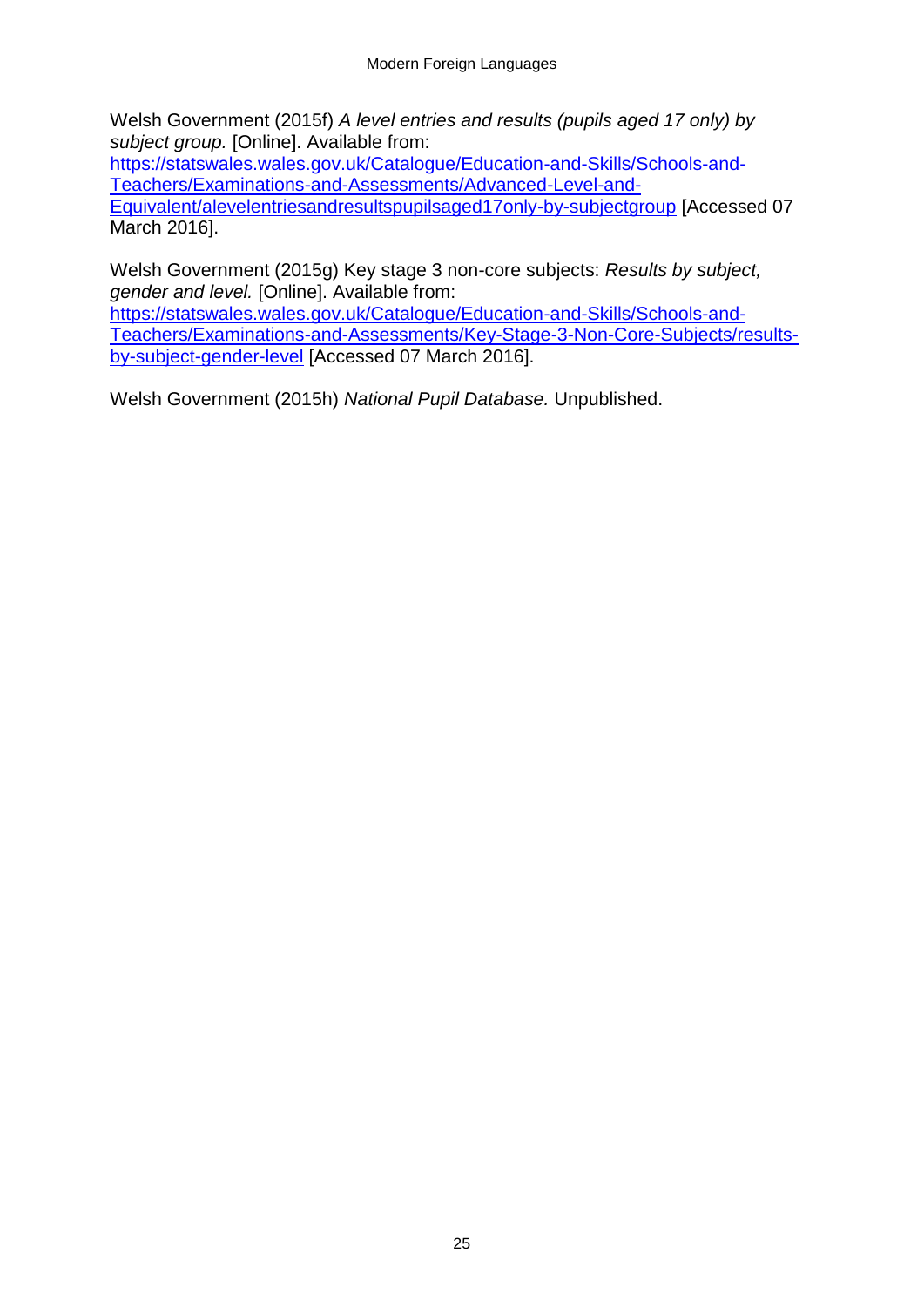Welsh Government (2015f) *A level entries and results (pupils aged 17 only) by subject group.* [Online]. Available from: [https://statswales.wales.gov.uk/Catalogue/Education-and-Skills/Schools-and-Teachers/Examinations-and-Assessments/Advanced-Level-and-Equivalent/alevelentriesandresultspupilsaged17only-by-subjectgroup](https://statswales.wales.gov.uk/Catalogue/Education-and-Skills/Schools-and-Teachers/Examinations-and-Assessments/Advanced-Level-and-Equivalent/alevelentriesandresultspupilsaged17only-by-subjectgroup) [Accessed 07 March 2016].

Welsh Government (2015g) Key stage 3 non-core subjects: *Results by subject, gender and level.* [Online]. Available from: [https://statswales.wales.gov.uk/Catalogue/Education-and-Skills/Schools-and-Teachers/Examinations-and-Assessments/Key-Stage-3-Non-Core-Subjects/results-by-subject-gender-level](https://statswales.wales.gov.uk/Catalogue/Education-and-Skills/Schools-and-Teachers/Examinations-and-Assessments/Key-Stage-3-Non-Core-Subjects/results-by-subject-gender-level) [Accessed 07 March 2016].

Welsh Government (2015h) *National Pupil Database.* Unpublished.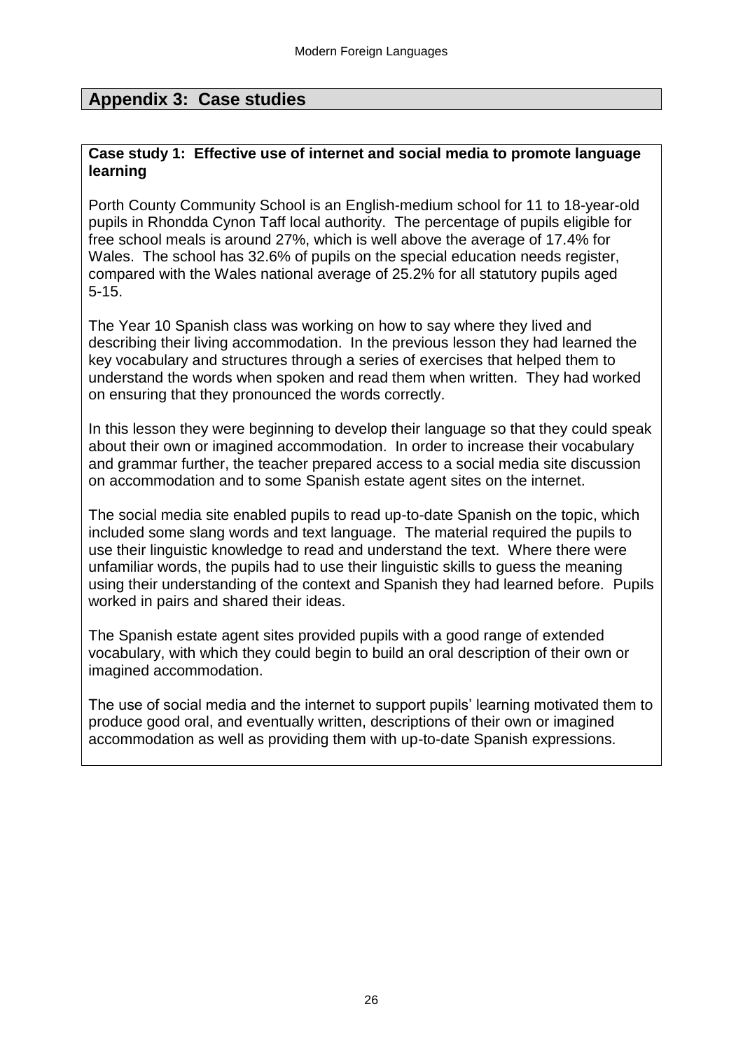## Appendix 3: Case studies

**Case study 1: Effective use of internet and social media to promote language learning**

Porth County Community School is an English-medium school for 11 to 18-year-old pupils in Rhondda Cynon Taff local authority. The percentage of pupils eligible for free school meals is around 27%, which is well above the average of 17.4% for Wales. The school has 32.6% of pupils on the special education needs register, compared with the Wales national average of 25.2% for all statutory pupils aged 5-15.

The Year 10 Spanish class was working on how to say where they lived and describing their living accommodation. In the previous lesson they had learned the key vocabulary and structures through a series of exercises that helped them to understand the words when spoken and read them when written. They had worked on ensuring that they pronounced the words correctly.

In this lesson they were beginning to develop their language so that they could speak about their own or imagined accommodation. In order to increase their vocabulary and grammar further, the teacher prepared access to a social media site discussion on accommodation and to some Spanish estate agent sites on the internet.

The social media site enabled pupils to read up-to-date Spanish on the topic, which included some slang words and text language. The material required the pupils to use their linguistic knowledge to read and understand the text. Where there were unfamiliar words, the pupils had to use their linguistic skills to guess the meaning using their understanding of the context and Spanish they had learned before. Pupils worked in pairs and shared their ideas.

The Spanish estate agent sites provided pupils with a good range of extended vocabulary, with which they could begin to build an oral description of their own or imagined accommodation.

The use of social media and the internet to support pupils' learning motivated them to produce good oral, and eventually written, descriptions of their own or imagined accommodation as well as providing them with up-to-date Spanish expressions.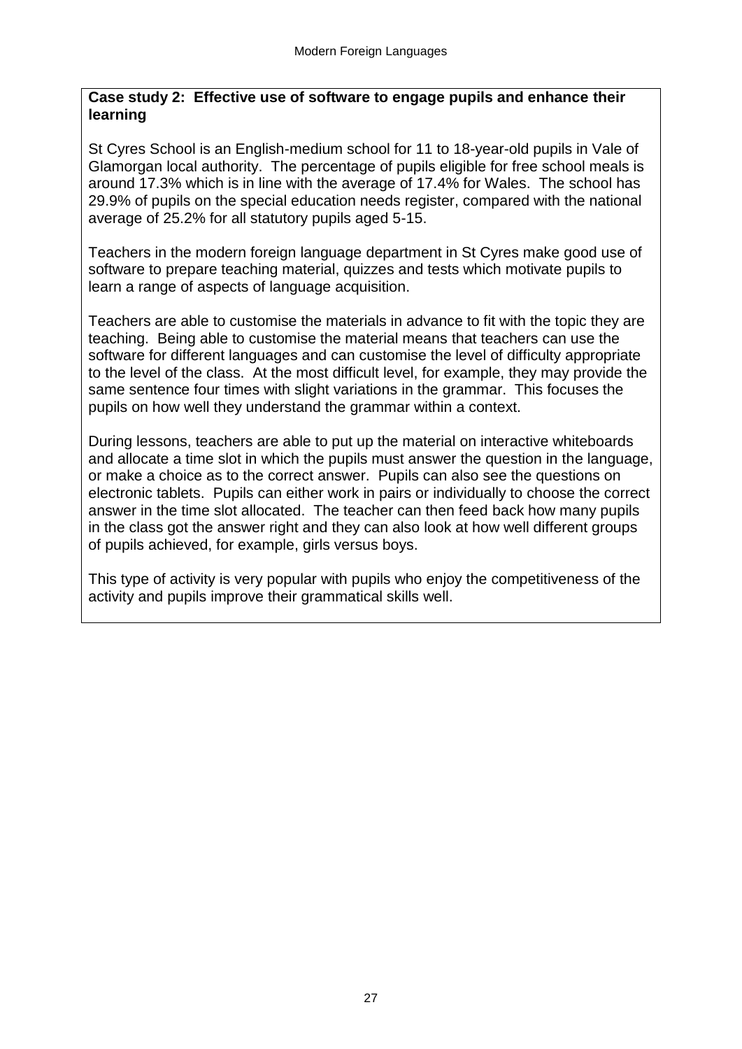**Case study 2: Effective use of software to engage pupils and enhance their learning**

St Cyres School is an English-medium school for 11 to 18-year-old pupils in Vale of Glamorgan local authority. The percentage of pupils eligible for free school meals is around 17.3% which is in line with the average of 17.4% for Wales. The school has 29.9% of pupils on the special education needs register, compared with the national average of 25.2% for all statutory pupils aged 5-15.

Teachers in the modern foreign language department in St Cyres make good use of software to prepare teaching material, quizzes and tests which motivate pupils to learn a range of aspects of language acquisition.

Teachers are able to customise the materials in advance to fit with the topic they are teaching. Being able to customise the material means that teachers can use the software for different languages and can customise the level of difficulty appropriate to the level of the class. At the most difficult level, for example, they may provide the same sentence four times with slight variations in the grammar. This focuses the pupils on how well they understand the grammar within a context.

During lessons, teachers are able to put up the material on interactive whiteboards and allocate a time slot in which the pupils must answer the question in the language, or make a choice as to the correct answer. Pupils can also see the questions on electronic tablets. Pupils can either work in pairs or individually to choose the correct answer in the time slot allocated. The teacher can then feed back how many pupils in the class got the answer right and they can also look at how well different groups of pupils achieved, for example, girls versus boys.

This type of activity is very popular with pupils who enjoy the competitiveness of the activity and pupils improve their grammatical skills well.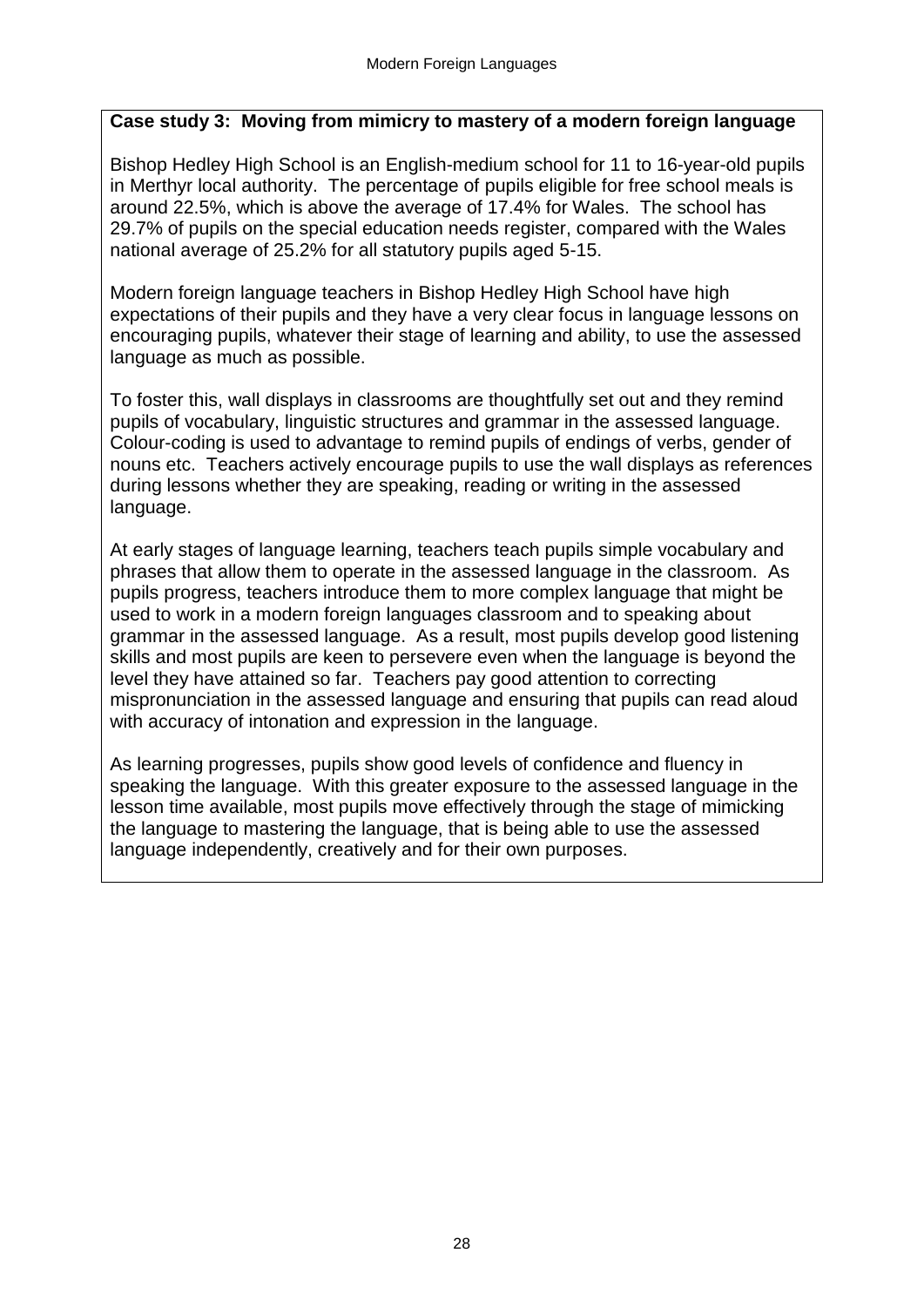**Case study 3: Moving from mimicry to mastery of a modern foreign language**

Bishop Hedley High School is an English-medium school for 11 to 16-year-old pupils in Merthyr local authority. The percentage of pupils eligible for free school meals is around 22.5%, which is above the average of 17.4% for Wales. The school has 29.7% of pupils on the special education needs register, compared with the Wales national average of 25.2% for all statutory pupils aged 5-15.

Modern foreign language teachers in Bishop Hedley High School have high expectations of their pupils and they have a very clear focus in language lessons on encouraging pupils, whatever their stage of learning and ability, to use the assessed language as much as possible.

To foster this, wall displays in classrooms are thoughtfully set out and they remind pupils of vocabulary, linguistic structures and grammar in the assessed language. Colour-coding is used to advantage to remind pupils of endings of verbs, gender of nouns etc. Teachers actively encourage pupils to use the wall displays as references during lessons whether they are speaking, reading or writing in the assessed language.

At early stages of language learning, teachers teach pupils simple vocabulary and phrases that allow them to operate in the assessed language in the classroom. As pupils progress, teachers introduce them to more complex language that might be used to work in a modern foreign languages classroom and to speaking about grammar in the assessed language. As a result, most pupils develop good listening skills and most pupils are keen to persevere even when the language is beyond the level they have attained so far. Teachers pay good attention to correcting mispronunciation in the assessed language and ensuring that pupils can read aloud with accuracy of intonation and expression in the language.

As learning progresses, pupils show good levels of confidence and fluency in speaking the language. With this greater exposure to the assessed language in the lesson time available, most pupils move effectively through the stage of mimicking the language to mastering the language, that is being able to use the assessed language independently, creatively and for their own purposes.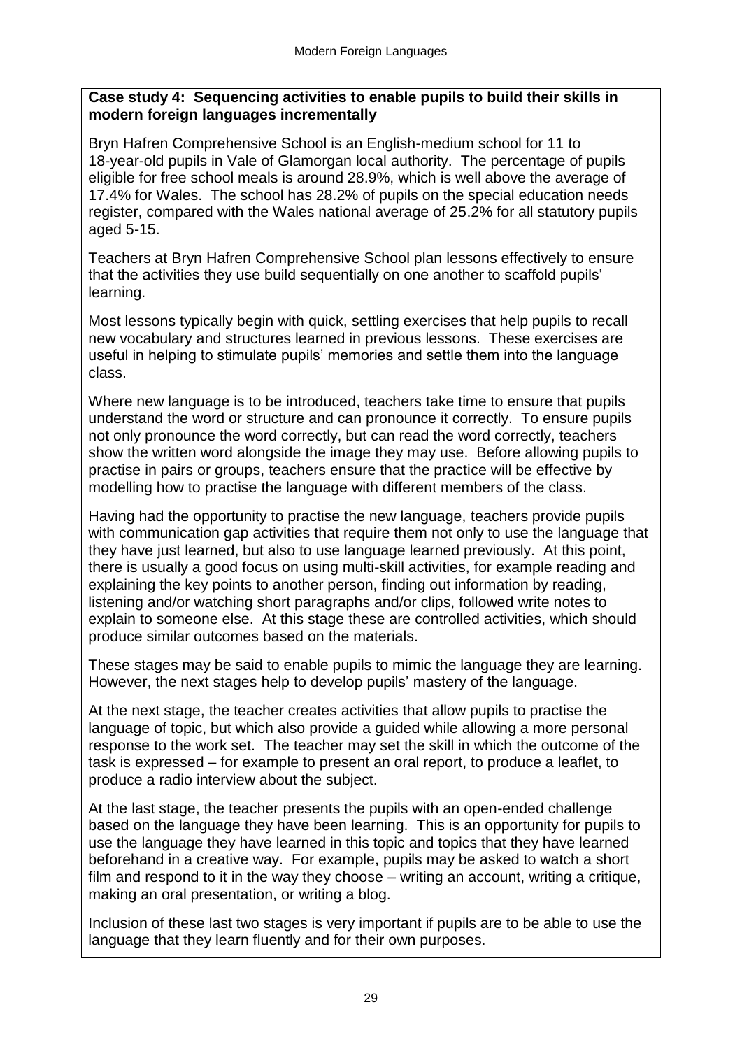**Case study 4: Sequencing activities to enable pupils to build their skills in modern foreign languages incrementally**

Bryn Hafren Comprehensive School is an English-medium school for 11 to 18-year-old pupils in Vale of Glamorgan local authority. The percentage of pupils eligible for free school meals is around 28.9%, which is well above the average of 17.4% for Wales. The school has 28.2% of pupils on the special education needs register, compared with the Wales national average of 25.2% for all statutory pupils aged 5-15.

Teachers at Bryn Hafren Comprehensive School plan lessons effectively to ensure that the activities they use build sequentially on one another to scaffold pupils' learning.

Most lessons typically begin with quick, settling exercises that help pupils to recall new vocabulary and structures learned in previous lessons. These exercises are useful in helping to stimulate pupils' memories and settle them into the language class.

Where new language is to be introduced, teachers take time to ensure that pupils understand the word or structure and can pronounce it correctly. To ensure pupils not only pronounce the word correctly, but can read the word correctly, teachers show the written word alongside the image they may use. Before allowing pupils to practise in pairs or groups, teachers ensure that the practice will be effective by modelling how to practise the language with different members of the class.

Having had the opportunity to practise the new language, teachers provide pupils with communication gap activities that require them not only to use the language that they have just learned, but also to use language learned previously. At this point, there is usually a good focus on using multi-skill activities, for example reading and explaining the key points to another person, finding out information by reading, listening and/or watching short paragraphs and/or clips, followed write notes to explain to someone else. At this stage these are controlled activities, which should produce similar outcomes based on the materials.

These stages may be said to enable pupils to mimic the language they are learning. However, the next stages help to develop pupils' mastery of the language.

At the next stage, the teacher creates activities that allow pupils to practise the language of topic, but which also provide a guided while allowing a more personal response to the work set. The teacher may set the skill in which the outcome of the task is expressed – for example to present an oral report, to produce a leaflet, to produce a radio interview about the subject.

At the last stage, the teacher presents the pupils with an open-ended challenge based on the language they have been learning. This is an opportunity for pupils to use the language they have learned in this topic and topics that they have learned beforehand in a creative way. For example, pupils may be asked to watch a short film and respond to it in the way they choose – writing an account, writing a critique, making an oral presentation, or writing a blog.

Inclusion of these last two stages is very important if pupils are to be able to use the language that they learn fluently and for their own purposes.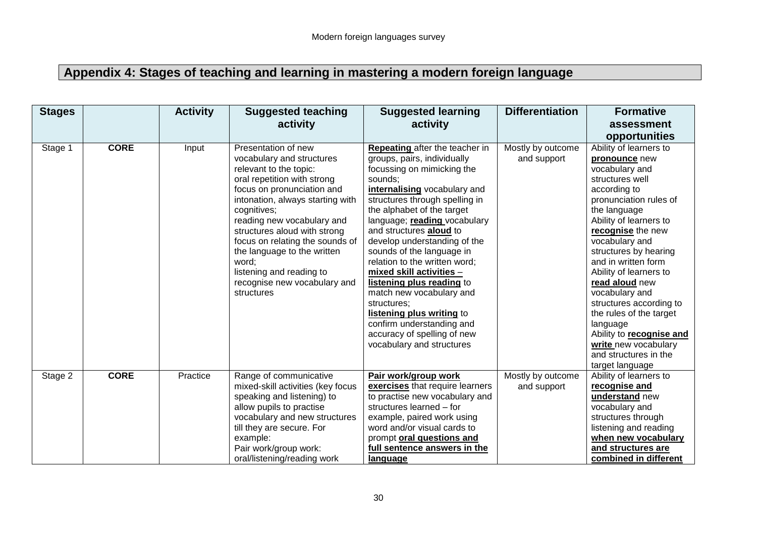## Appendix 4: Stages of teaching and learning in mastering a modern foreign language

| Stages | | Activity | Suggested teaching activity | Suggested learning activity | Differentiation | Formative assessment opportunities |
|---|---|---|---|---|---|---|
| Stage 1 | **CORE** | Input | Presentation of new vocabulary and structures relevant to the topic: oral repetition with strong focus on pronunciation and intonation, always starting with cognitives; reading new vocabulary and structures aloud with strong focus on relating the sounds of the language to the written word; listening and reading to recognise new vocabulary and structures | **Repeating** after the teacher in groups, pairs, individually focussing on mimicking the sounds; **internalising** vocabulary and structures through spelling in the alphabet of the target language; **reading** vocabulary and structures **aloud** to develop understanding of the sounds of the language in relation to the written word; **mixed skill activities – listening plus reading** to match new vocabulary and structures; **listening plus writing** to confirm understanding and accuracy of spelling of new vocabulary and structures | Mostly by outcome and support | Ability of learners to **pronounce** new vocabulary and structures well according to pronunciation rules of the language Ability of learners to **recognise** the new vocabulary and structures by hearing and in written form Ability of learners to **read aloud** new vocabulary and structures according to the rules of the target language Ability to **recognise and write** new vocabulary and structures in the target language |
| Stage 2 | **CORE** | Practice | Range of communicative mixed-skill activities (key focus speaking and listening) to allow pupils to practise vocabulary and new structures till they are secure. For example: Pair work/group work: oral/listening/reading work | **Pair work/group work exercises** that require learners to practise new vocabulary and structures learned – for example, paired work using word and/or visual cards to prompt **oral questions and full sentence answers in the language** | Mostly by outcome and support | Ability of learners to **recognise and understand** new vocabulary and structures through listening and reading **when new vocabulary and structures are combined in different** |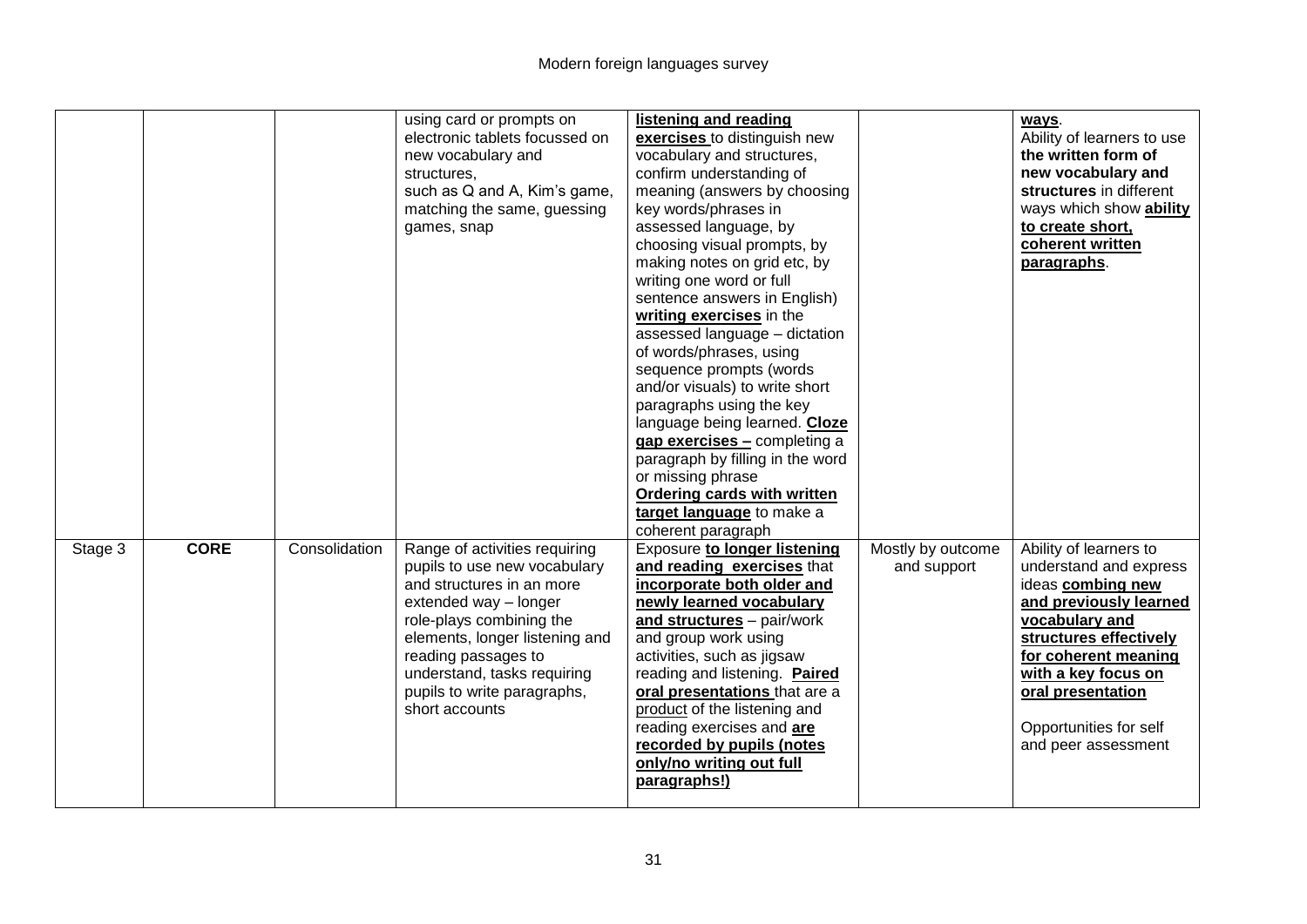| | | | using card or prompts on electronic tablets focussed on new vocabulary and structures, such as Q and A, Kim's game, matching the same, guessing games, snap | **listening and reading exercises** to distinguish new vocabulary and structures, confirm understanding of meaning (answers by choosing key words/phrases in assessed language, by choosing visual prompts, by making notes on grid etc, by writing one word or full sentence answers in English) **writing exercises** in the assessed language – dictation of words/phrases, using sequence prompts (words and/or visuals) to write short paragraphs using the key language being learned. **Cloze gap exercises –** completing a paragraph by filling in the word or missing phrase **Ordering cards with written target language** to make a coherent paragraph | | **ways**. Ability of learners to use **the written form of new vocabulary and structures** in different ways which show **ability to create short, coherent written paragraphs**. |
|---|---|---|---|---|---|---|
| Stage 3 | **CORE** | Consolidation | Range of activities requiring pupils to use new vocabulary and structures in an more extended way – longer role-plays combining the elements, longer listening and reading passages to understand, tasks requiring pupils to write paragraphs, short accounts | Exposure **to longer listening and reading exercises** that **incorporate both older and newly learned vocabulary and structures** – pair/work and group work using activities, such as jigsaw reading and listening. **Paired oral presentations** that are a product of the listening and reading exercises and **are recorded by pupils (notes only/no writing out full paragraphs!)** | Mostly by outcome and support | Ability of learners to understand and express ideas **combing new and previously learned vocabulary and structures effectively for coherent meaning with a key focus on oral presentation**<br><br>Opportunities for self and peer assessment |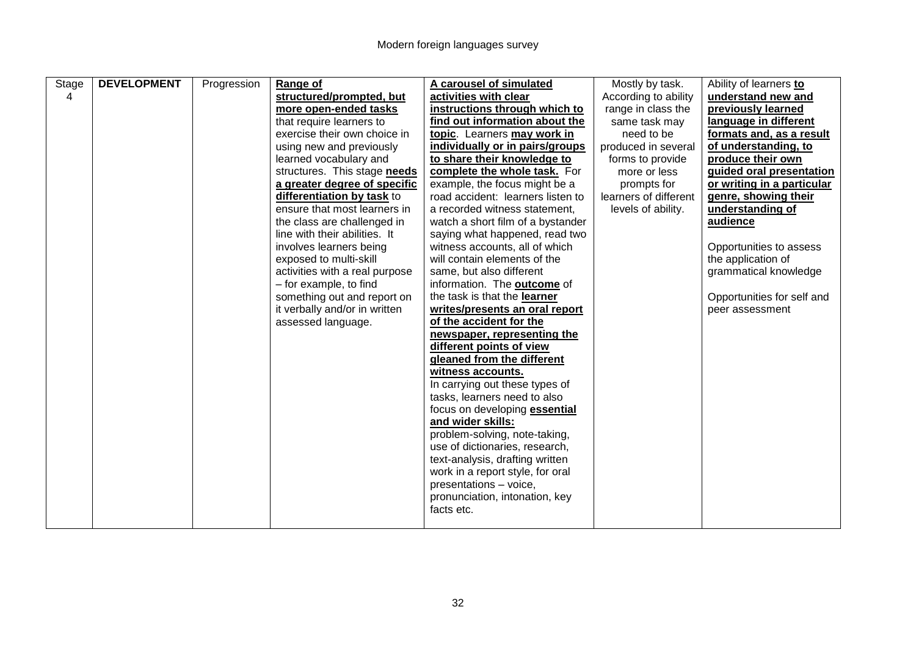| Stage 4 | **DEVELOPMENT** | Progression | **Range of structured/prompted, but more open-ended tasks** that require learners to exercise their own choice in using new and previously learned vocabulary and structures. This stage **needs a greater degree of specific differentiation by task** to ensure that most learners in the class are challenged in line with their abilities. It involves learners being exposed to multi-skill activities with a real purpose – for example, to find something out and report on it verbally and/or in written assessed language. | **A carousel of simulated activities with clear instructions through which to find out information about the topic**. Learners **may work in individually or in pairs/groups to share their knowledge to complete the whole task.** For example, the focus might be a road accident: learners listen to a recorded witness statement, watch a short film of a bystander saying what happened, read two witness accounts, all of which will contain elements of the same, but also different information. The **outcome** of the task is that the **learner writes/presents an oral report of the accident for the newspaper, representing the different points of view gleaned from the different witness accounts.**<br>In carrying out these types of tasks, learners need to also focus on developing **essential and wider skills:**<br>problem-solving, note-taking, use of dictionaries, research, text-analysis, drafting written work in a report style, for oral presentations – voice, pronunciation, intonation, key facts etc. | Mostly by task. According to ability range in class the same task may need to be produced in several forms to provide more or less prompts for learners of different levels of ability. | Ability of learners **to understand new and previously learned language in different formats and, as a result of understanding, to produce their own guided oral presentation or writing in a particular genre, showing their understanding of audience**<br><br>Opportunities to assess the application of grammatical knowledge<br><br>Opportunities for self and peer assessment |
|---|---|---|---|---|---|---|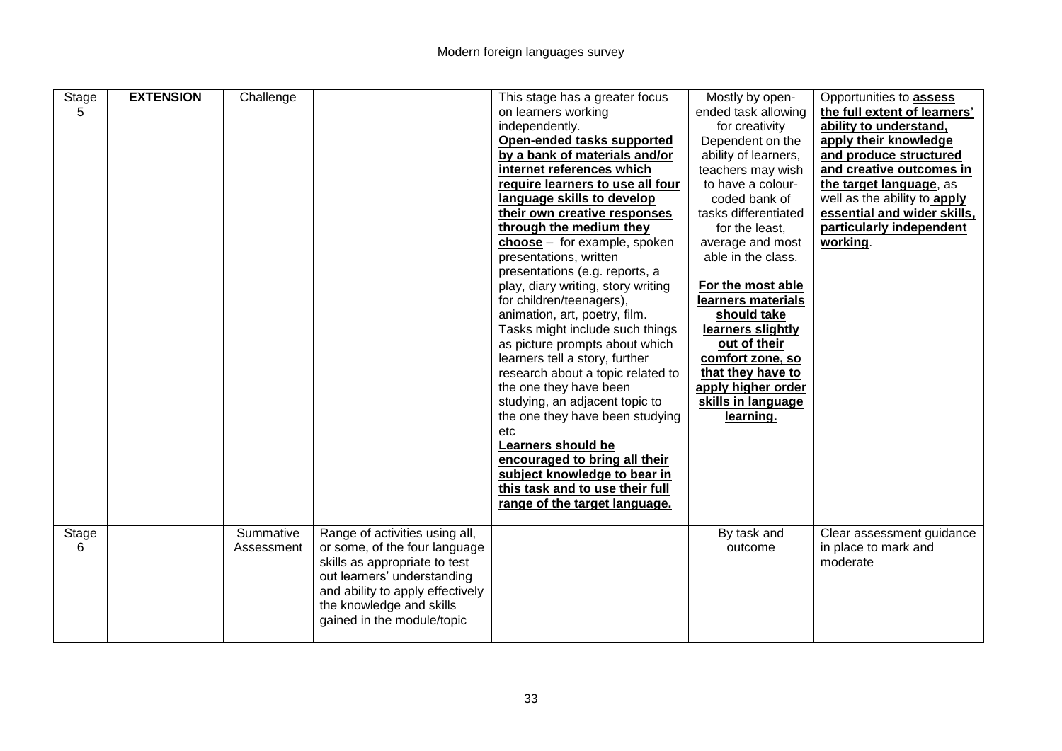| Stage 5 | **EXTENSION** | Challenge | | This stage has a greater focus on learners working independently. **Open-ended tasks supported by a bank of materials and/or internet references which require learners to use all four language skills to develop their own creative responses through the medium they choose** – for example, spoken presentations, written presentations (e.g. reports, a play, diary writing, story writing for children/teenagers), animation, art, poetry, film. Tasks might include such things as picture prompts about which learners tell a story, further research about a topic related to the one they have been studying, an adjacent topic to the one they have been studying etc **Learners should be encouraged to bring all their subject knowledge to bear in this task and to use their full range of the target language.** | Mostly by open-ended task allowing for creativity Dependent on the ability of learners, teachers may wish to have a colour-coded bank of tasks differentiated for the least, average and most able in the class. **For the most able learners materials should take learners slightly out of their comfort zone, so that they have to apply higher order skills in language learning.** | Opportunities to **assess the full extent of learners' ability to understand, apply their knowledge and produce structured and creative outcomes in the target language**, as well as the ability to **apply essential and wider skills, particularly independent working**. |
|---|---|---|---|---|---|---|
| Stage 6 | | Summative Assessment | Range of activities using all, or some, of the four language skills as appropriate to test out learners' understanding and ability to apply effectively the knowledge and skills gained in the module/topic | | By task and outcome | Clear assessment guidance in place to mark and moderate |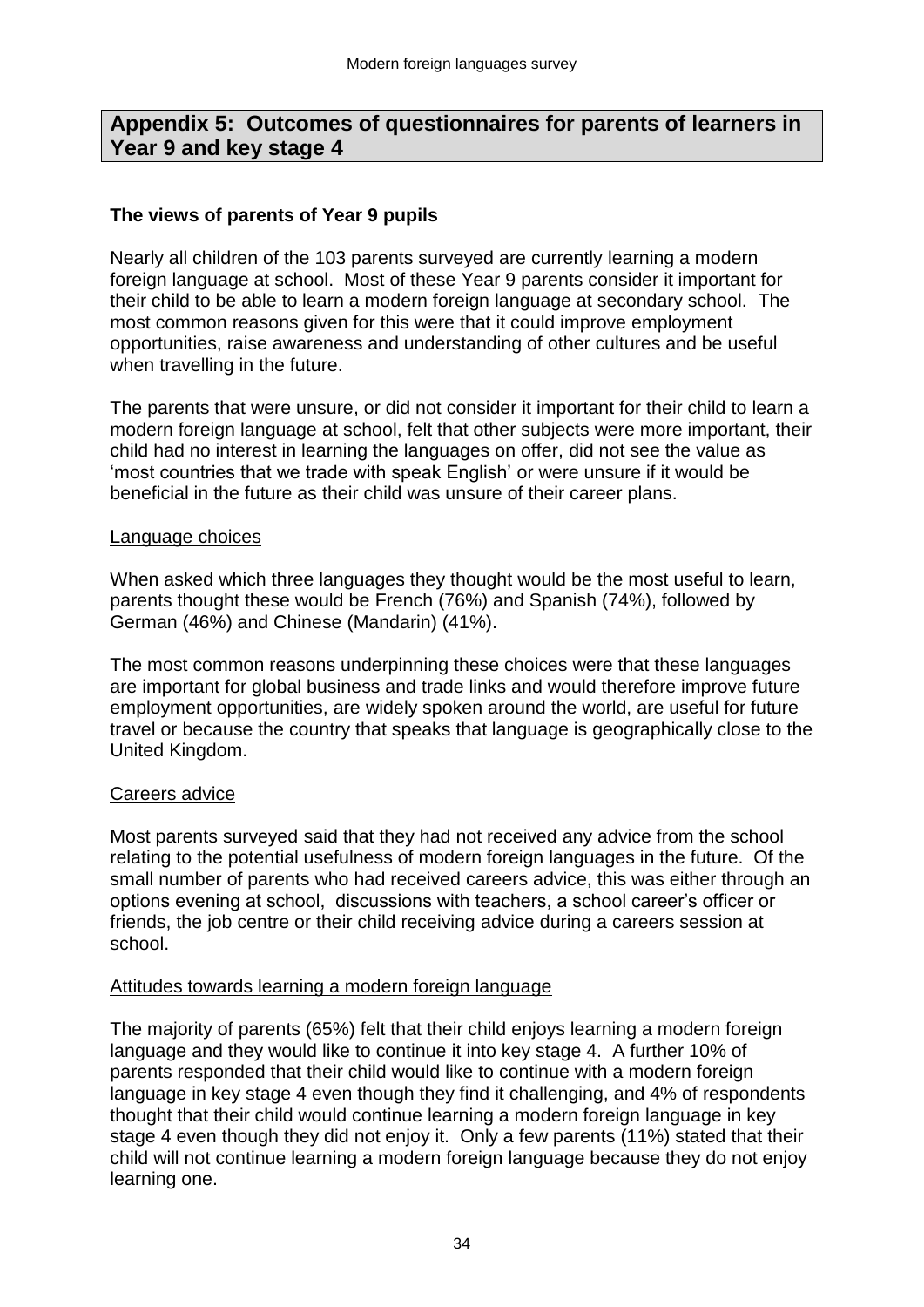## Appendix 5: Outcomes of questionnaires for parents of learners in Year 9 and key stage 4

### The views of parents of Year 9 pupils

Nearly all children of the 103 parents surveyed are currently learning a modern foreign language at school. Most of these Year 9 parents consider it important for their child to be able to learn a modern foreign language at secondary school. The most common reasons given for this were that it could improve employment opportunities, raise awareness and understanding of other cultures and be useful when travelling in the future.

The parents that were unsure, or did not consider it important for their child to learn a modern foreign language at school, felt that other subjects were more important, their child had no interest in learning the languages on offer, did not see the value as 'most countries that we trade with speak English' or were unsure if it would be beneficial in the future as their child was unsure of their career plans.

#### Language choices

When asked which three languages they thought would be the most useful to learn, parents thought these would be French (76%) and Spanish (74%), followed by German (46%) and Chinese (Mandarin) (41%).

The most common reasons underpinning these choices were that these languages are important for global business and trade links and would therefore improve future employment opportunities, are widely spoken around the world, are useful for future travel or because the country that speaks that language is geographically close to the United Kingdom.

#### Careers advice

Most parents surveyed said that they had not received any advice from the school relating to the potential usefulness of modern foreign languages in the future. Of the small number of parents who had received careers advice, this was either through an options evening at school, discussions with teachers, a school career's officer or friends, the job centre or their child receiving advice during a careers session at school.

#### Attitudes towards learning a modern foreign language

The majority of parents (65%) felt that their child enjoys learning a modern foreign language and they would like to continue it into key stage 4. A further 10% of parents responded that their child would like to continue with a modern foreign language in key stage 4 even though they find it challenging, and 4% of respondents thought that their child would continue learning a modern foreign language in key stage 4 even though they did not enjoy it. Only a few parents (11%) stated that their child will not continue learning a modern foreign language because they do not enjoy learning one.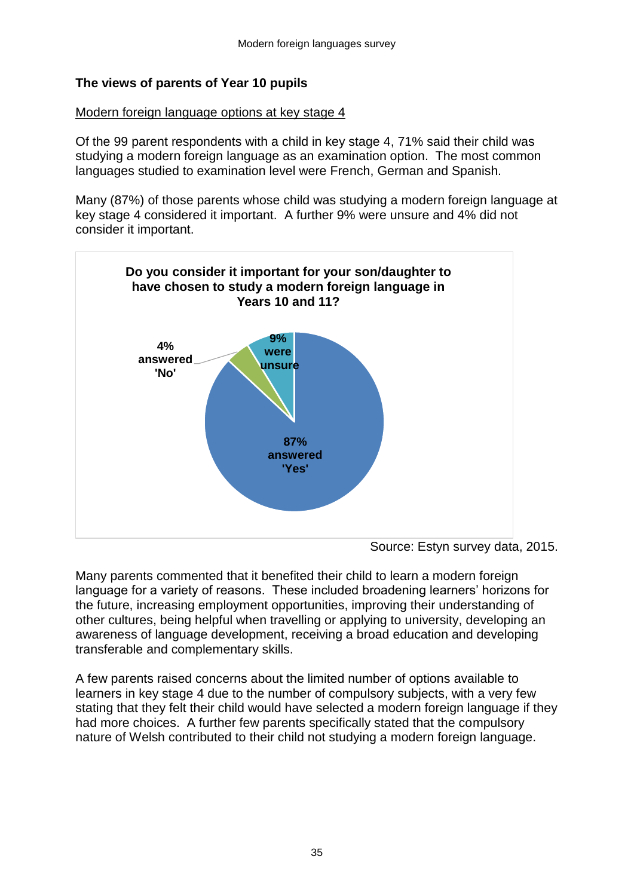## The views of parents of Year 10 pupils

Modern foreign language options at key stage 4

Of the 99 parent respondents with a child in key stage 4, 71% said their child was studying a modern foreign language as an examination option. The most common languages studied to examination level were French, German and Spanish.

Many (87%) of those parents whose child was studying a modern foreign language at key stage 4 considered it important. A further 9% were unsure and 4% did not consider it important.

**Do you consider it important for your son/daughter to have chosen to study a modern foreign language in Years 10 and 11?**

- 87% answered 'Yes'
- 9% were unsure
- 4% answered 'No'

Source: Estyn survey data, 2015.

Many parents commented that it benefited their child to learn a modern foreign language for a variety of reasons. These included broadening learners' horizons for the future, increasing employment opportunities, improving their understanding of other cultures, being helpful when travelling or applying to university, developing an awareness of language development, receiving a broad education and developing transferable and complementary skills.

A few parents raised concerns about the limited number of options available to learners in key stage 4 due to the number of compulsory subjects, with a very few stating that they felt their child would have selected a modern foreign language if they had more choices. A further few parents specifically stated that the compulsory nature of Welsh contributed to their child not studying a modern foreign language.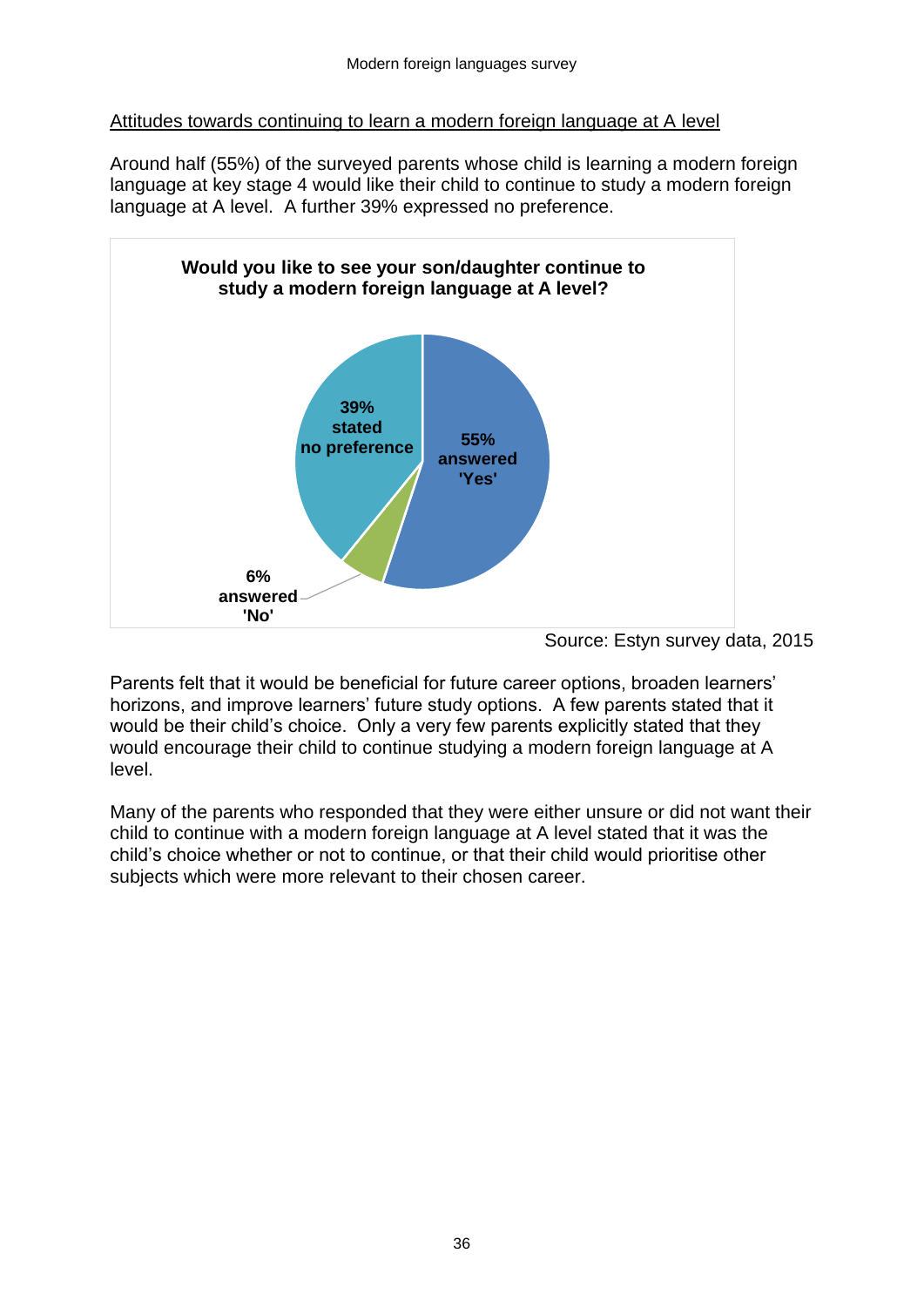Attitudes towards continuing to learn a modern foreign language at A level

Around half (55%) of the surveyed parents whose child is learning a modern foreign language at key stage 4 would like their child to continue to study a modern foreign language at A level. A further 39% expressed no preference.

**Would you like to see your son/daughter continue to study a modern foreign language at A level?**

- 55% answered 'Yes'
- 39% stated no preference
- 6% answered 'No'

Source: Estyn survey data, 2015

Parents felt that it would be beneficial for future career options, broaden learners' horizons, and improve learners' future study options. A few parents stated that it would be their child's choice. Only a very few parents explicitly stated that they would encourage their child to continue studying a modern foreign language at A level.

Many of the parents who responded that they were either unsure or did not want their child to continue with a modern foreign language at A level stated that it was the child's choice whether or not to continue, or that their child would prioritise other subjects which were more relevant to their chosen career.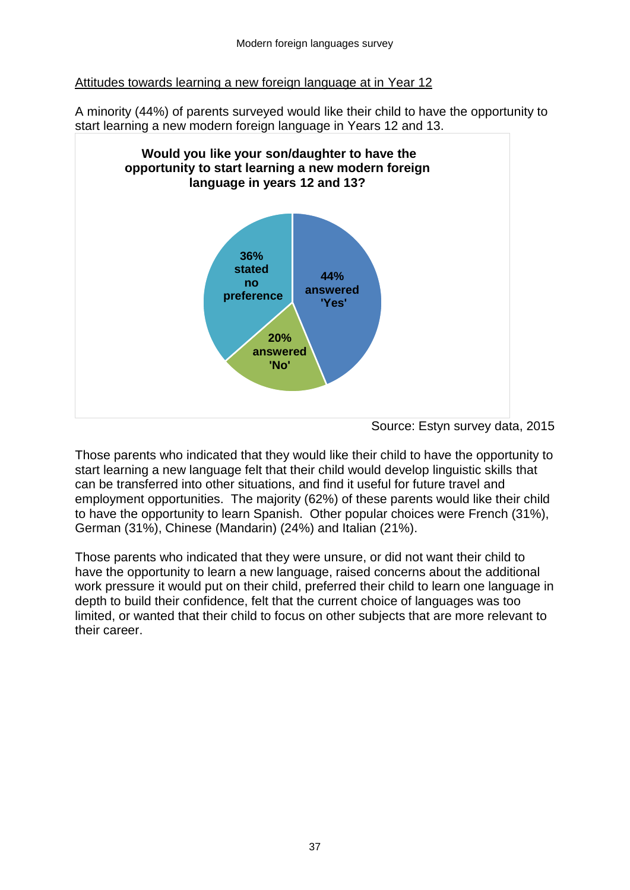Attitudes towards learning a new foreign language at in Year 12

A minority (44%) of parents surveyed would like their child to have the opportunity to start learning a new modern foreign language in Years 12 and 13.

**Would you like your son/daughter to have the opportunity to start learning a new modern foreign language in years 12 and 13?**

- 44% answered 'Yes'
- 20% answered 'No'
- 36% stated no preference

Source: Estyn survey data, 2015

Those parents who indicated that they would like their child to have the opportunity to start learning a new language felt that their child would develop linguistic skills that can be transferred into other situations, and find it useful for future travel and employment opportunities. The majority (62%) of these parents would like their child to have the opportunity to learn Spanish. Other popular choices were French (31%), German (31%), Chinese (Mandarin) (24%) and Italian (21%).

Those parents who indicated that they were unsure, or did not want their child to have the opportunity to learn a new language, raised concerns about the additional work pressure it would put on their child, preferred their child to learn one language in depth to build their confidence, felt that the current choice of languages was too limited, or wanted that their child to focus on other subjects that are more relevant to their career.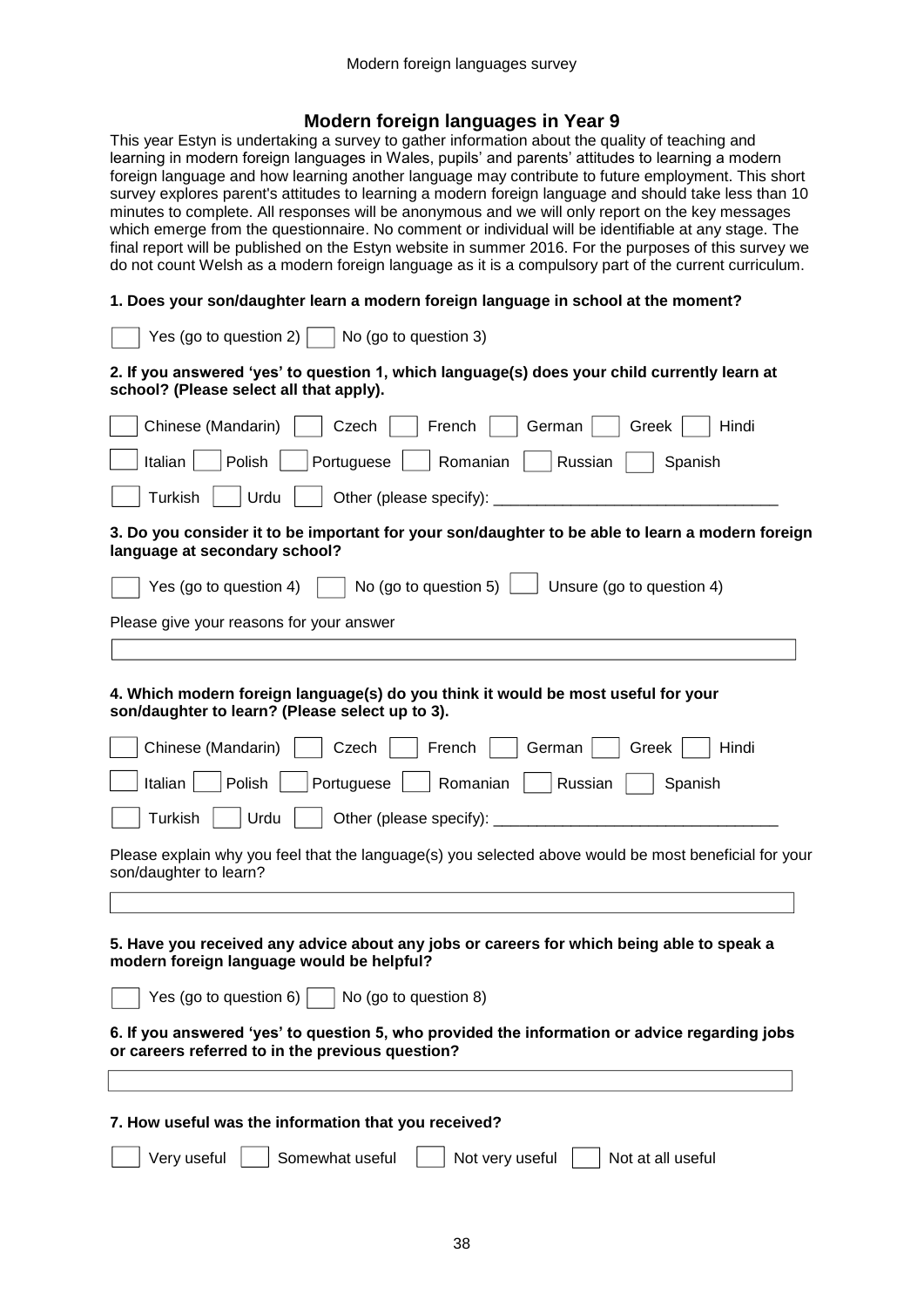## Modern foreign languages in Year 9

This year Estyn is undertaking a survey to gather information about the quality of teaching and learning in modern foreign languages in Wales, pupils' and parents' attitudes to learning a modern foreign language and how learning another language may contribute to future employment. This short survey explores parent's attitudes to learning a modern foreign language and should take less than 10 minutes to complete. All responses will be anonymous and we will only report on the key messages which emerge from the questionnaire. No comment or individual will be identifiable at any stage. The final report will be published on the Estyn website in summer 2016. For the purposes of this survey we do not count Welsh as a modern foreign language as it is a compulsory part of the current curriculum.

**1. Does your son/daughter learn a modern foreign language in school at the moment?**

☐ Yes (go to question 2) ☐ No (go to question 3)

**2. If you answered 'yes' to question 1, which language(s) does your child currently learn at school? (Please select all that apply).**

☐ Chinese (Mandarin) ☐ Czech ☐ French ☐ German ☐ Greek ☐ Hindi

☐ Italian ☐ Polish ☐ Portuguese ☐ Romanian ☐ Russian ☐ Spanish

☐ Turkish ☐ Urdu ☐ Other (please specify): ________________________________

**3. Do you consider it to be important for your son/daughter to be able to learn a modern foreign language at secondary school?**

☐ Yes (go to question 4) ☐ No (go to question 5) ☐ Unsure (go to question 4)

Please give your reasons for your answer

**4. Which modern foreign language(s) do you think it would be most useful for your son/daughter to learn? (Please select up to 3).**

☐ Chinese (Mandarin) ☐ Czech ☐ French ☐ German ☐ Greek ☐ Hindi

☐ Italian ☐ Polish ☐ Portuguese ☐ Romanian ☐ Russian ☐ Spanish

☐ Turkish ☐ Urdu ☐ Other (please specify): ________________________________

Please explain why you feel that the language(s) you selected above would be most beneficial for your son/daughter to learn?

**5. Have you received any advice about any jobs or careers for which being able to speak a modern foreign language would be helpful?**

☐ Yes (go to question 6) ☐ No (go to question 8)

**6. If you answered 'yes' to question 5, who provided the information or advice regarding jobs or careers referred to in the previous question?**

**7. How useful was the information that you received?**

☐ Very useful ☐ Somewhat useful ☐ Not very useful ☐ Not at all useful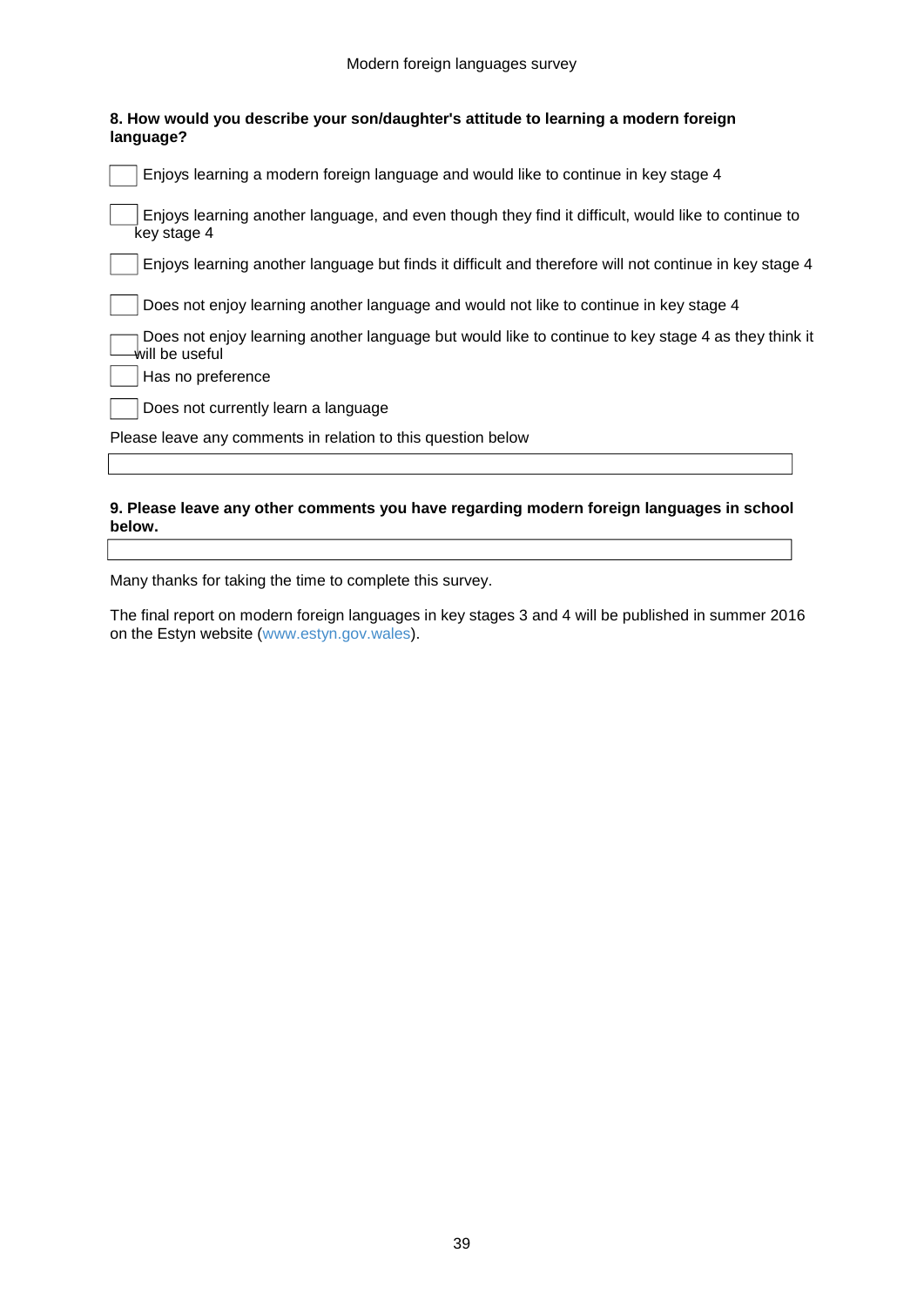**8. How would you describe your son/daughter's attitude to learning a modern foreign language?**

- [ ] Enjoys learning a modern foreign language and would like to continue in key stage 4
- [ ] Enjoys learning another language, and even though they find it difficult, would like to continue to key stage 4
- [ ] Enjoys learning another language but finds it difficult and therefore will not continue in key stage 4
- [ ] Does not enjoy learning another language and would not like to continue in key stage 4
- [ ] Does not enjoy learning another language but would like to continue to key stage 4 as they think it will be useful
- [ ] Has no preference
- [ ] Does not currently learn a language

Please leave any comments in relation to this question below

| |
|---|

**9. Please leave any other comments you have regarding modern foreign languages in school below.**

| |
|---|

Many thanks for taking the time to complete this survey.

The final report on modern foreign languages in key stages 3 and 4 will be published in summer 2016 on the Estyn website (www.estyn.gov.wales).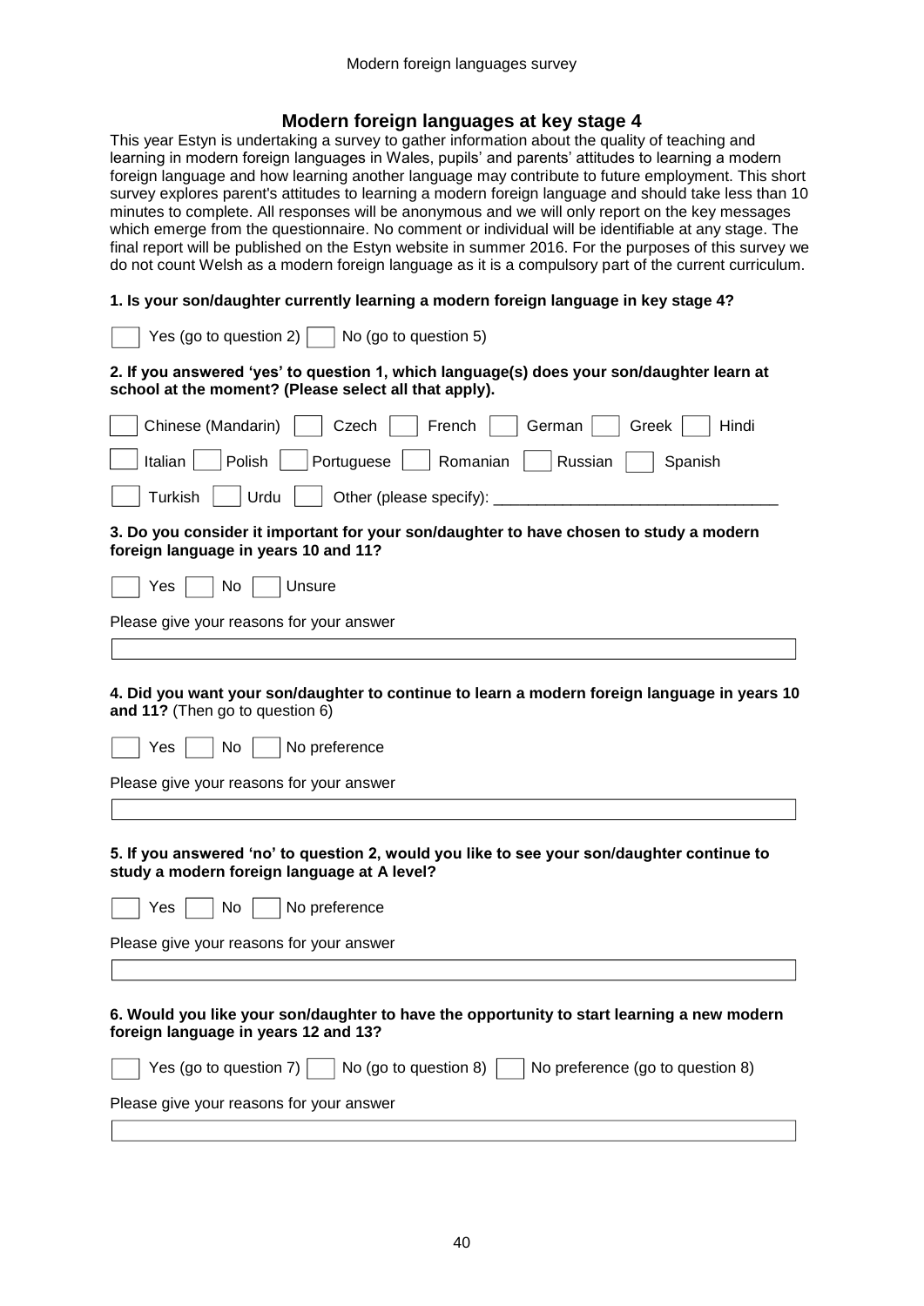## Modern foreign languages at key stage 4

This year Estyn is undertaking a survey to gather information about the quality of teaching and learning in modern foreign languages in Wales, pupils' and parents' attitudes to learning a modern foreign language and how learning another language may contribute to future employment. This short survey explores parent's attitudes to learning a modern foreign language and should take less than 10 minutes to complete. All responses will be anonymous and we will only report on the key messages which emerge from the questionnaire. No comment or individual will be identifiable at any stage. The final report will be published on the Estyn website in summer 2016. For the purposes of this survey we do not count Welsh as a modern foreign language as it is a compulsory part of the current curriculum.

**1. Is your son/daughter currently learning a modern foreign language in key stage 4?**

☐ Yes (go to question 2) ☐ No (go to question 5)

**2. If you answered 'yes' to question 1, which language(s) does your son/daughter learn at school at the moment? (Please select all that apply).**

☐ Chinese (Mandarin) ☐ Czech ☐ French ☐ German ☐ Greek ☐ Hindi

☐ Italian ☐ Polish ☐ Portuguese ☐ Romanian ☐ Russian ☐ Spanish

☐ Turkish ☐ Urdu ☐ Other (please specify): ________________________________

**3. Do you consider it important for your son/daughter to have chosen to study a modern foreign language in years 10 and 11?**

☐ Yes ☐ No ☐ Unsure

Please give your reasons for your answer

**4. Did you want your son/daughter to continue to learn a modern foreign language in years 10 and 11?** (Then go to question 6)

☐ Yes ☐ No ☐ No preference

Please give your reasons for your answer

**5. If you answered 'no' to question 2, would you like to see your son/daughter continue to study a modern foreign language at A level?**

☐ Yes ☐ No ☐ No preference

Please give your reasons for your answer

**6. Would you like your son/daughter to have the opportunity to start learning a new modern foreign language in years 12 and 13?**

☐ Yes (go to question 7) ☐ No (go to question 8) ☐ No preference (go to question 8)

Please give your reasons for your answer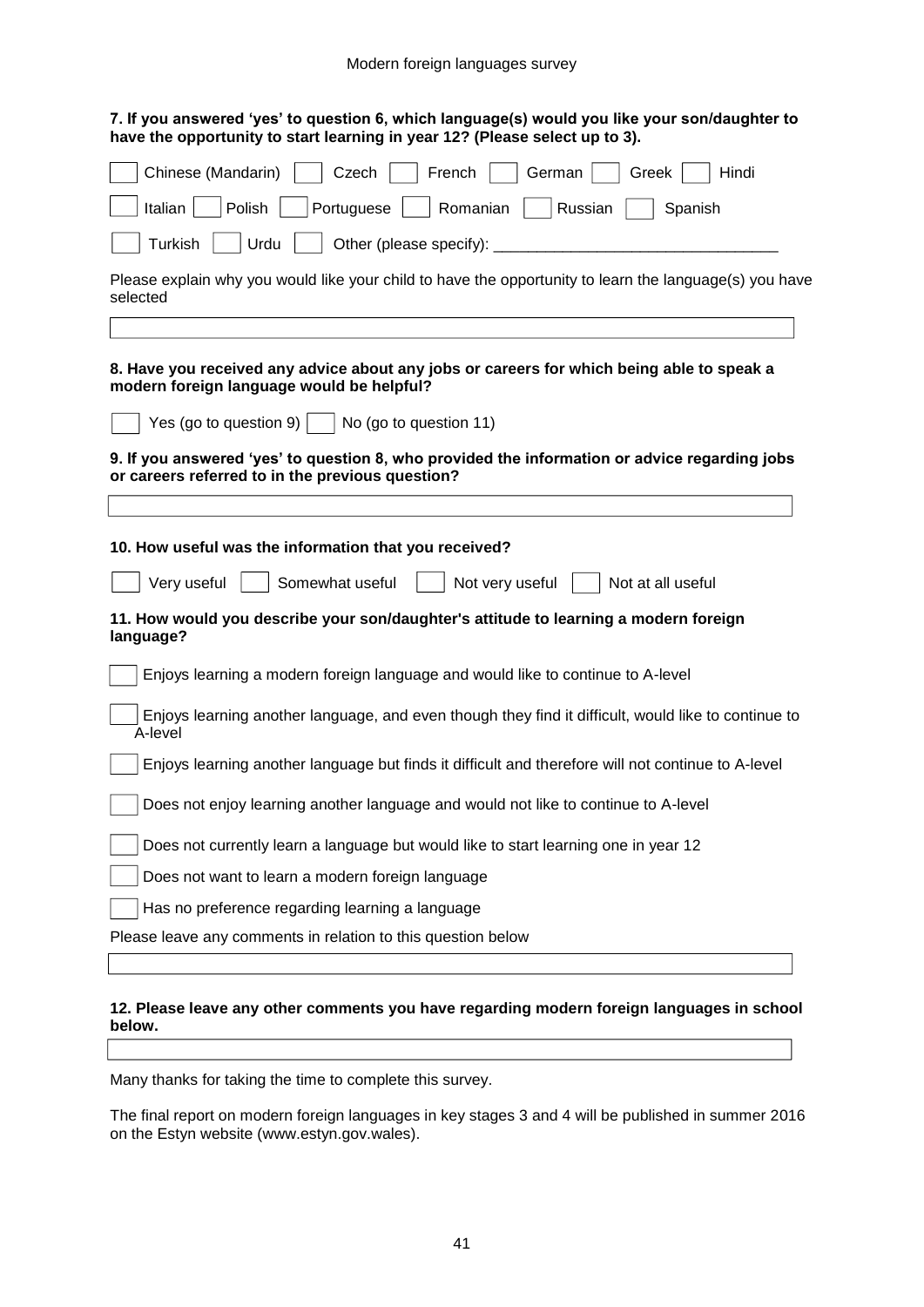**7. If you answered 'yes' to question 6, which language(s) would you like your son/daughter to have the opportunity to start learning in year 12? (Please select up to 3).**

☐ Chinese (Mandarin) ☐ Czech ☐ French ☐ German ☐ Greek ☐ Hindi

☐ Italian ☐ Polish ☐ Portuguese ☐ Romanian ☐ Russian ☐ Spanish

☐ Turkish ☐ Urdu ☐ Other (please specify): ________________________________

Please explain why you would like your child to have the opportunity to learn the language(s) you have selected

| |
|---|

**8. Have you received any advice about any jobs or careers for which being able to speak a modern foreign language would be helpful?**

☐ Yes (go to question 9) ☐ No (go to question 11)

**9. If you answered 'yes' to question 8, who provided the information or advice regarding jobs or careers referred to in the previous question?**

| |
|---|

**10. How useful was the information that you received?**

☐ Very useful ☐ Somewhat useful ☐ Not very useful ☐ Not at all useful

**11. How would you describe your son/daughter's attitude to learning a modern foreign language?**

☐ Enjoys learning a modern foreign language and would like to continue to A-level

☐ Enjoys learning another language, and even though they find it difficult, would like to continue to A-level

☐ Enjoys learning another language but finds it difficult and therefore will not continue to A-level

☐ Does not enjoy learning another language and would not like to continue to A-level

☐ Does not currently learn a language but would like to start learning one in year 12

☐ Does not want to learn a modern foreign language

☐ Has no preference regarding learning a language

Please leave any comments in relation to this question below

| |
|---|

**12. Please leave any other comments you have regarding modern foreign languages in school below.**

| |
|---|

Many thanks for taking the time to complete this survey.

The final report on modern foreign languages in key stages 3 and 4 will be published in summer 2016 on the Estyn website (www.estyn.gov.wales).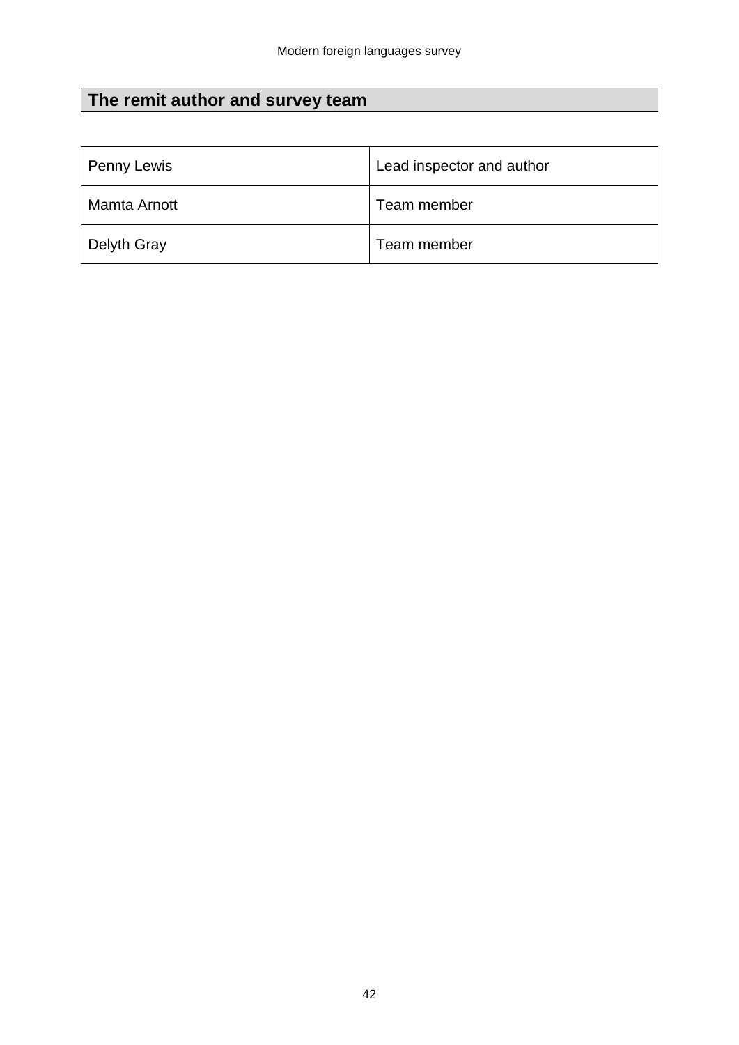## The remit author and survey team

| | |
|---|---|
| Penny Lewis | Lead inspector and author |
| Mamta Arnott | Team member |
| Delyth Gray | Team member |